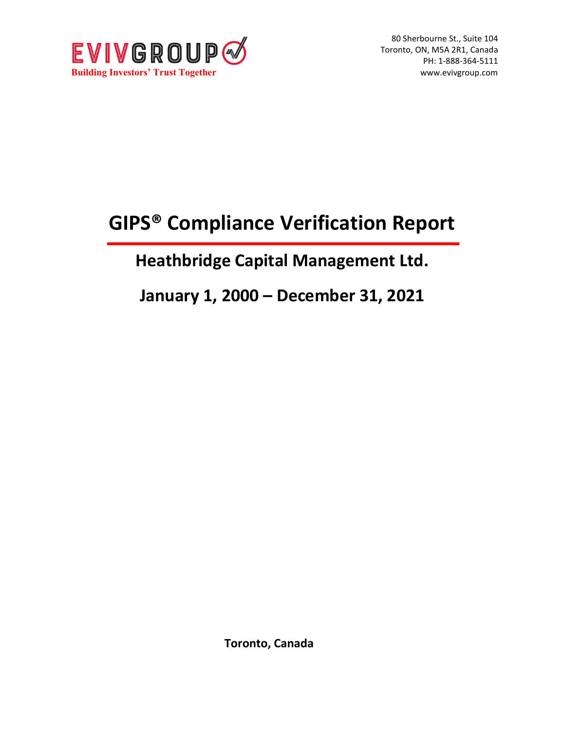EVIVGROUP

**Building Investors' Trust Together**

80 Sherbourne St., Suite 104
Toronto, ON, M5A 2R1, Canada
PH: 1-888-364-5111
www.evivgroup.com

# GIPS® Compliance Verification Report

## Heathbridge Capital Management Ltd.

## January 1, 2000 – December 31, 2021

**Toronto, Canada**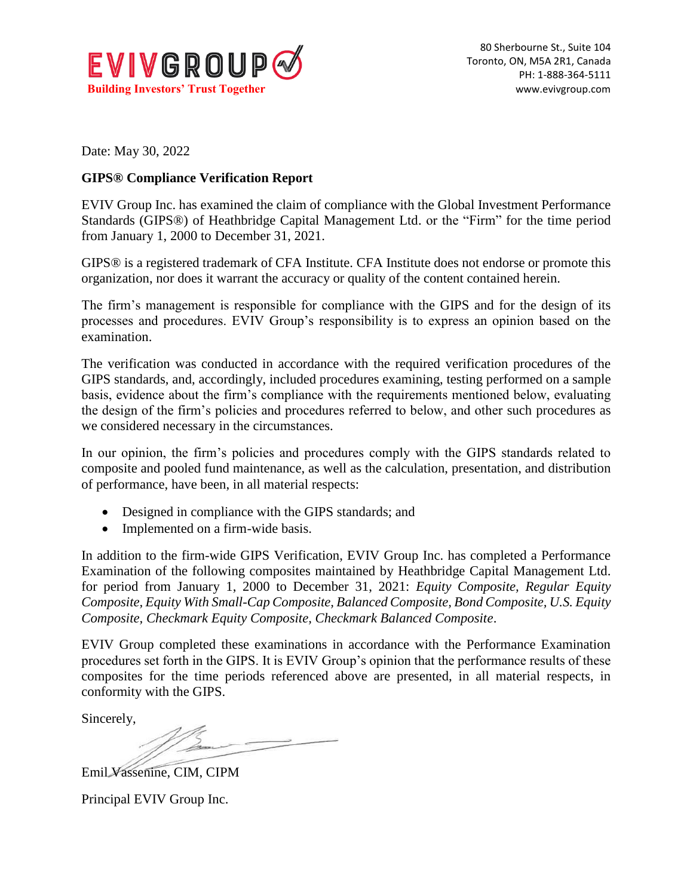EVIVGROUP

**Building Investors' Trust Together**

80 Sherbourne St., Suite 104
Toronto, ON, M5A 2R1, Canada
PH: 1-888-364-5111
www.evivgroup.com

Date: May 30, 2022

**GIPS® Compliance Verification Report**

EVIV Group Inc. has examined the claim of compliance with the Global Investment Performance Standards (GIPS®) of Heathbridge Capital Management Ltd. or the "Firm" for the time period from January 1, 2000 to December 31, 2021.

GIPS® is a registered trademark of CFA Institute. CFA Institute does not endorse or promote this organization, nor does it warrant the accuracy or quality of the content contained herein.

The firm's management is responsible for compliance with the GIPS and for the design of its processes and procedures. EVIV Group's responsibility is to express an opinion based on the examination.

The verification was conducted in accordance with the required verification procedures of the GIPS standards, and, accordingly, included procedures examining, testing performed on a sample basis, evidence about the firm's compliance with the requirements mentioned below, evaluating the design of the firm's policies and procedures referred to below, and other such procedures as we considered necessary in the circumstances.

In our opinion, the firm's policies and procedures comply with the GIPS standards related to composite and pooled fund maintenance, as well as the calculation, presentation, and distribution of performance, have been, in all material respects:

- Designed in compliance with the GIPS standards; and
- Implemented on a firm-wide basis.

In addition to the firm-wide GIPS Verification, EVIV Group Inc. has completed a Performance Examination of the following composites maintained by Heathbridge Capital Management Ltd. for period from January 1, 2000 to December 31, 2021: *Equity Composite, Regular Equity Composite, Equity With Small-Cap Composite, Balanced Composite, Bond Composite, U.S. Equity Composite, Checkmark Equity Composite, Checkmark Balanced Composite*.

EVIV Group completed these examinations in accordance with the Performance Examination procedures set forth in the GIPS. It is EVIV Group's opinion that the performance results of these composites for the time periods referenced above are presented, in all material respects, in conformity with the GIPS.

Sincerely,

Emil Vassenine, CIM, CIPM

Principal EVIV Group Inc.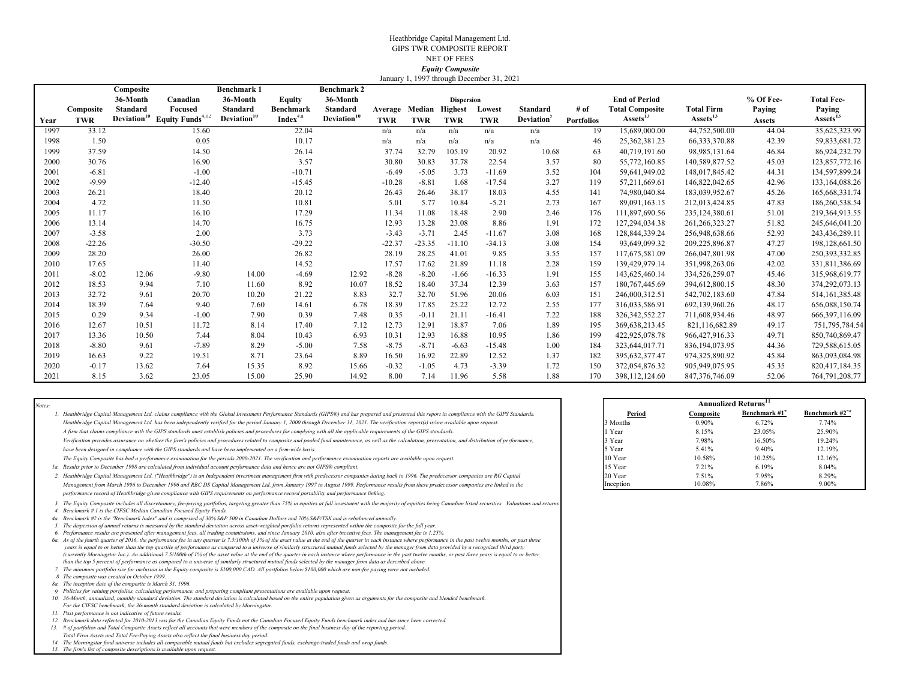Heathbridge Capital Management Ltd.
GIPS TWR COMPOSITE REPORT
NET OF FEES
*Equity Composite*
January 1, 1997 through December 31, 2021

| Year | Composite TWR | Composite 36-Month Standard Deviation[10] | Canadian Focused Equity Funds[4,12] | Benchmark 1 36-Month Standard Deviation[10] | Equity Benchmark Index[4,a] | Benchmark 2 36-Month Standard Deviation[10] | Dispersion Average TWR | Dispersion Median TWR | Dispersion Highest TWR | Dispersion Lowest TWR | Standard Deviation[5] | # of Portfolios | End of Period Total Composite Assets[13] | Total Firm Assets[13] | % Of Fee-Paying Assets | Total Fee-Paying Assets[13] |
|---|---|---|---|---|---|---|---|---|---|---|---|---|---|---|---|---|
| 1997 | 33.12 | | 15.60 | | 22.04 | | n/a | n/a | n/a | n/a | n/a | 19 | 15,689,000.00 | 44,752,500.00 | 44.04 | 35,625,323.99 |
| 1998 | 1.50 | | 0.05 | | 10.17 | | n/a | n/a | n/a | n/a | n/a | 46 | 25,362,381.23 | 66,333,370.88 | 42.39 | 59,833,681.72 |
| 1999 | 37.59 | | 14.50 | | 26.14 | | 37.74 | 32.79 | 105.19 | 20.92 | 10.68 | 63 | 40,719,191.60 | 98,985,131.64 | 46.84 | 86,924,232.79 |
| 2000 | 30.76 | | 16.90 | | 3.57 | | 30.80 | 30.83 | 37.78 | 22.54 | 3.57 | 80 | 55,772,160.85 | 140,589,877.52 | 45.03 | 123,857,772.16 |
| 2001 | -6.81 | | -1.00 | | -10.71 | | -6.49 | -5.05 | 3.73 | -11.69 | 3.52 | 104 | 59,641,949.02 | 148,017,845.42 | 44.31 | 134,597,899.24 |
| 2002 | -9.99 | | -12.40 | | -15.45 | | -10.28 | -8.81 | 1.68 | -17.54 | 3.27 | 119 | 57,211,669.61 | 146,822,042.65 | 42.96 | 133,164,088.26 |
| 2003 | 26.21 | | 18.40 | | 20.12 | | 26.43 | 26.46 | 38.17 | 18.03 | 4.55 | 141 | 74,980,040.84 | 183,039,952.67 | 45.26 | 165,668,331.74 |
| 2004 | 4.72 | | 11.50 | | 10.81 | | 5.01 | 5.77 | 10.84 | -5.21 | 2.73 | 167 | 89,091,163.15 | 212,013,424.85 | 47.83 | 186,260,538.54 |
| 2005 | 11.17 | | 16.10 | | 17.29 | | 11.34 | 11.08 | 18.48 | 2.90 | 2.46 | 176 | 111,897,690.56 | 235,124,380.61 | 51.01 | 219,364,913.55 |
| 2006 | 13.14 | | 14.70 | | 16.75 | | 12.93 | 13.28 | 23.08 | 8.86 | 1.91 | 172 | 127,294,034.38 | 261,266,323.27 | 51.82 | 245,646,041.20 |
| 2007 | -3.58 | | 2.00 | | 3.73 | | -3.43 | -3.71 | 2.45 | -11.67 | 3.08 | 168 | 128,844,339.24 | 256,948,638.66 | 52.93 | 243,436,289.11 |
| 2008 | -22.26 | | -30.50 | | -29.22 | | -22.37 | -23.35 | -11.10 | -34.13 | 3.08 | 154 | 93,649,099.32 | 209,225,896.87 | 47.27 | 198,128,661.50 |
| 2009 | 28.20 | | 26.00 | | 26.82 | | 28.19 | 28.25 | 41.01 | 9.85 | 3.55 | 157 | 117,675,581.09 | 266,047,801.98 | 47.00 | 250,393,332.85 |
| 2010 | 17.65 | | 11.40 | | 14.52 | | 17.57 | 17.62 | 21.89 | 11.18 | 2.28 | 159 | 139,429,979.14 | 351,998,263.06 | 42.02 | 331,811,386.69 |
| 2011 | -8.02 | 12.06 | -9.80 | 14.00 | -4.69 | 12.92 | -8.28 | -8.20 | -1.66 | -16.33 | 1.91 | 155 | 143,625,460.14 | 334,526,259.07 | 45.46 | 315,968,619.77 |
| 2012 | 18.53 | 9.94 | 7.10 | 11.60 | 8.92 | 10.07 | 18.52 | 18.40 | 37.34 | 12.39 | 3.63 | 157 | 180,767,445.69 | 394,612,800.15 | 48.30 | 374,292,073.13 |
| 2013 | 32.72 | 9.61 | 20.70 | 10.20 | 21.22 | 8.83 | 32.7 | 32.70 | 51.96 | 20.06 | 6.03 | 151 | 246,000,312.51 | 542,702,183.60 | 47.84 | 514,161,385.48 |
| 2014 | 18.39 | 7.64 | 9.40 | 7.60 | 14.61 | 6.78 | 18.39 | 17.85 | 25.22 | 12.72 | 2.55 | 177 | 316,033,586.91 | 692,139,960.26 | 48.17 | 656,088,150.74 |
| 2015 | 0.29 | 9.34 | -1.00 | 7.90 | 0.39 | 7.48 | 0.35 | -0.11 | 21.11 | -16.41 | 7.22 | 188 | 326,342,552.27 | 711,608,934.46 | 48.97 | 666,397,116.09 |
| 2016 | 12.67 | 10.51 | 11.72 | 8.14 | 17.40 | 7.12 | 12.73 | 12.91 | 18.87 | 7.06 | 1.89 | 195 | 369,638,213.45 | 821,116,682.89 | 49.17 | 751,795,784.54 |
| 2017 | 13.36 | 10.50 | 7.44 | 8.04 | 10.43 | 6.93 | 10.31 | 12.93 | 16.88 | 10.95 | 1.86 | 199 | 422,925,078.78 | 966,427,916.33 | 49.71 | 850,740,869.47 |
| 2018 | -8.80 | 9.61 | -7.89 | 8.29 | -5.00 | 7.58 | -8.75 | -8.71 | -6.63 | -15.48 | 1.00 | 184 | 323,644,017.71 | 836,194,073.95 | 44.36 | 729,588,615.05 |
| 2019 | 16.63 | 9.22 | 19.51 | 8.71 | 23.64 | 8.89 | 16.50 | 16.92 | 22.89 | 12.52 | 1.37 | 182 | 395,632,377.47 | 974,325,890.92 | 45.84 | 863,093,084.98 |
| 2020 | -0.17 | 13.62 | 7.64 | 15.35 | 8.92 | 15.66 | -0.32 | -1.05 | 4.73 | -3.39 | 1.72 | 150 | 372,054,876.32 | 905,949,075.95 | 45.35 | 820,417,184.35 |
| 2021 | 8.15 | 3.62 | 23.05 | 15.00 | 25.90 | 14.92 | 8.00 | 7.14 | 11.96 | 5.58 | 1.88 | 170 | 398,112,124.60 | 847,376,746.09 | 52.06 | 764,791,208.77 |

*Notes:*

*1. Heathbridge Capital Management Ltd. claims compliance with the Global Investment Performance Standards (GIPS®) and has prepared and presented this report in compliance with the GIPS Standards. Heathbridge Capital Management Ltd. has been independently verified for the period January 1, 2000 through December 31, 2021. The verification report(s) is/are available upon request. A firm that claims compliance with the GIPS standards must establish policies and procedures for complying with all the applicable requirements of the GIPS standards. Verification provides assurance on whether the firm's policies and procedures related to composite and pooled fund maintenance, as well as the calculation, presentation, and distribution of performance, have been designed in compliance with the GIPS standards and have been implemented on a firm-wide basis. The Equity Composite has had a performance examination for the periods 2000-2021. The verification and performance examination reports are available upon request.*

*1a. Results prior to December 1998 are calculated from individual account performance data and hence are not GIPS® compliant.*

*2. Heathbridge Capital Management Ltd. ("Heathbridge") is an Independent investment management firm with predecessor companies dating back to 1996. The predecessor companies are RG Capital Management from March 1996 to December 1996 and RBC DS Capital Management Ltd. from January 1997 to August 1999. Performance results from these predecessor companies are linked to the performance record of Heathbridge given compliance with GIPS requirements on performance record portability and performance linking.*

*3. The Equity Composite includes all discretionary, fee-paying portfolios, targeting greater than 75% in equities at full investment with the majority of equities being Canadian listed securities. Valuations and returns*

*4. Benchmark # 1 is the CIFSC Median Canadian Focused Equity Funds.*

*4a. Benchmark #2 is the "Benchmark Index" and is comprised of 30% S&P 500 in Canadian Dollars and 70% S&P/TSX and is rebalanced annually.*

*5. The dispersion of annual returns is measured by the standard deviation across asset-weighted portfolio returns represented within the composite for the full year.*

*6. Performance results are presented after management fees, all trading commissions, and since January 2010, also after incentive fees. The management fee is 1.25%.*

*6a. As of the fourth quarter of 2016, the performance fee in any quarter is 7.5/100th of 1% of the asset value at the end of the quarter in each instance where performance in the past twelve months, or past three years is equal to or better than the top quartile of performance as compared to a universe of similarly structured mutual funds selected by the manager from data provided by a recognized third party (currently Morningstar Inc.). An additional 7.5/100th of 1% of the asset value at the end of the quarter in each instance where performance in the past twelve months, or past three years is equal to or better than the top 5 percent of performance as compared to a universe of similarly structured mutual funds selected by the manager from data as described above.*

*7. The minimum portfolio size for inclusion in the Equity composite is $100,000 CAD. All portfolios below $100,000 which are non-fee paying were not included.*

*8. The composite was created in October 1999.*

*8a. The inception date of the composite is March 31, 1996.*

*9. Policies for valuing portfolios, calculating performance, and preparing compliant presentations are available upon request.*

*10. 36-Month, annualized, monthly standard deviation. The standard deviation is calculated based on the entire population given as arguments for the composite and blended benchmark. For the CIFSC benchmark, the 36-month standard deviation is calculated by Morningstar.*

*11. Past performance is not indicative of future results.*

*12. Benchmark data reflected for 2010-2013 was for the Canadian Equity Funds not the Canadian Focused Equity Funds benchmark index and has since been corrected.*

*13. # of portfolios and Total Composite Assets reflect all accounts that were members of the composite on the final business day of the reporting period. Total Firm Assets and Total Fee-Paying Assets also reflect the final business day period.*

*14. The Morningstar fund universe includes all comparable mutual funds but excludes segregated funds, exchange-traded funds and wrap funds.*

*15. The firm's list of composite descriptions is available upon request.*

| Annualized Returns[11] | | | |
|---|---|---|---|
| **Period** | **Composite** | **Benchmark #1*** | **Benchmark #2**** |
| 3 Months | 0.90% | 6.72% | 7.74% |
| 1 Year | 8.15% | 23.05% | 25.90% |
| 3 Year | 7.98% | 16.50% | 19.24% |
| 5 Year | 5.41% | 9.40% | 12.19% |
| 10 Year | 10.58% | 10.25% | 12.16% |
| 15 Year | 7.21% | 6.19% | 8.04% |
| 20 Year | 7.51% | 7.95% | 8.29% |
| Inception | 10.08% | 7.86% | 9.00% |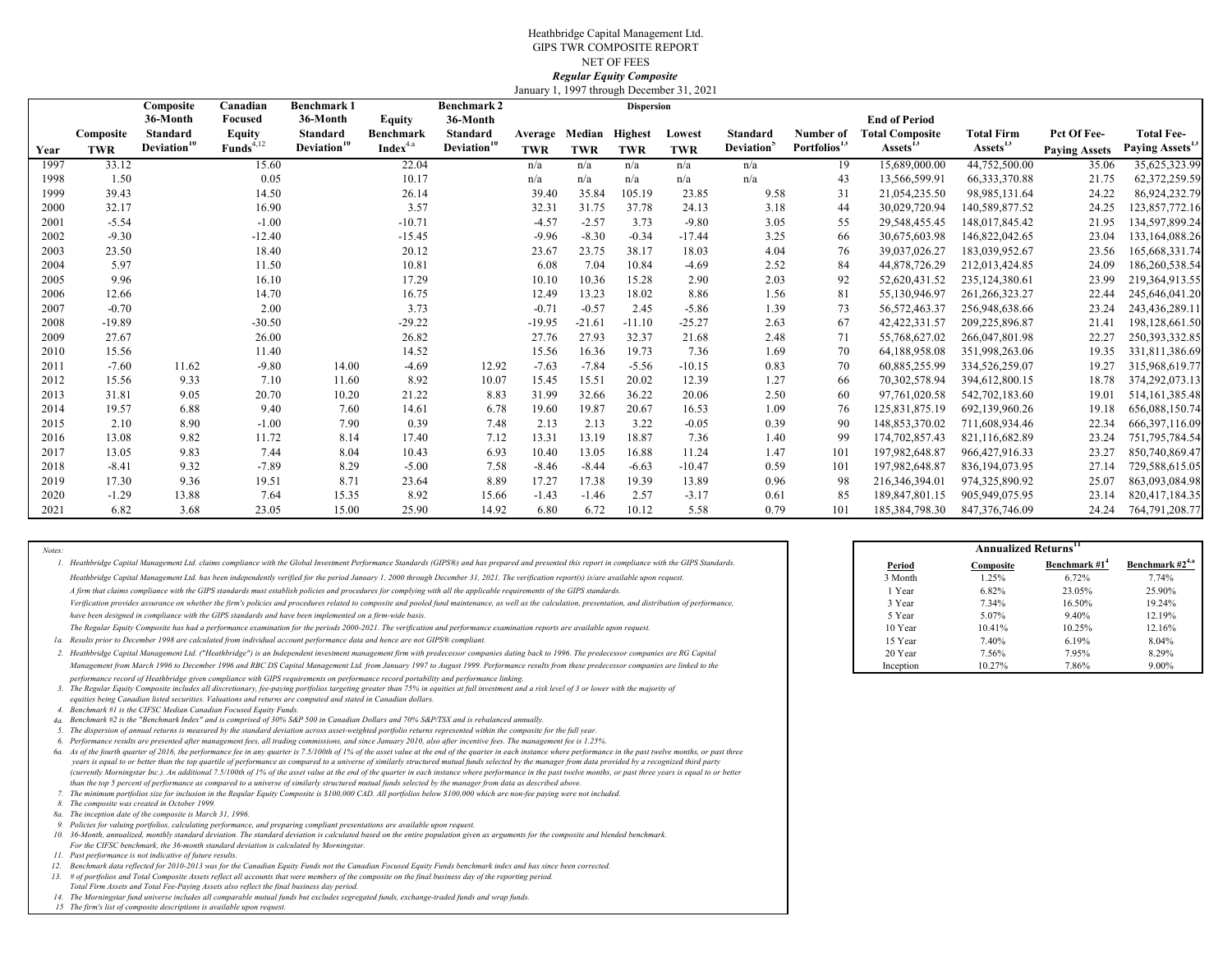Heathbridge Capital Management Ltd.
GIPS TWR COMPOSITE REPORT
NET OF FEES
***Regular Equity Composite***
January 1, 1997 through December 31, 2021

| Year | Composite TWR | Composite 36-Month Standard Deviation[10] | Canadian Focused Equity Funds[4,12] | Benchmark 1 36-Month Standard Deviation[10] | Equity Benchmark Index[4.a] | Benchmark 2 36-Month Standard Deviation[10] | Dispersion Average TWR | Dispersion Median TWR | Dispersion Highest TWR | Dispersion Lowest TWR | Standard Deviation[5] | Number of Portfolios[1,3] | End of Period Total Composite Assets[1,3] | Total Firm Assets[1,3] | Pct Of Fee-Paying Assets | Total Fee-Paying Assets[1,3] |
|---|---|---|---|---|---|---|---|---|---|---|---|---|---|---|---|---|
| 1997 | 33.12 | | 15.60 | | 22.04 | | n/a | n/a | n/a | n/a | n/a | 19 | 15,689,000.00 | 44,752,500.00 | 35.06 | 35,625,323.99 |
| 1998 | 1.50 | | 0.05 | | 10.17 | | n/a | n/a | n/a | n/a | n/a | 43 | 13,566,599.91 | 66,333,370.88 | 21.75 | 62,372,259.59 |
| 1999 | 39.43 | | 14.50 | | 26.14 | | 39.40 | 35.84 | 105.19 | 23.85 | 9.58 | 31 | 21,054,235.50 | 98,985,131.64 | 24.22 | 86,924,232.79 |
| 2000 | 32.17 | | 16.90 | | 3.57 | | 32.31 | 31.75 | 37.78 | 24.13 | 3.18 | 44 | 30,029,720.94 | 140,589,877.52 | 24.25 | 123,857,772.16 |
| 2001 | -5.54 | | -1.00 | | -10.71 | | -4.57 | -2.57 | 3.73 | -9.80 | 3.05 | 55 | 29,548,455.45 | 148,017,845.42 | 21.95 | 134,597,899.24 |
| 2002 | -9.30 | | -12.40 | | -15.45 | | -9.96 | -8.30 | -0.34 | -17.44 | 3.25 | 66 | 30,675,603.98 | 146,822,042.65 | 23.04 | 133,164,088.26 |
| 2003 | 23.50 | | 18.40 | | 20.12 | | 23.67 | 23.75 | 38.17 | 18.03 | 4.04 | 76 | 39,037,026.27 | 183,039,952.67 | 23.56 | 165,668,331.74 |
| 2004 | 5.97 | | 11.50 | | 10.81 | | 6.08 | 7.04 | 10.84 | -4.69 | 2.52 | 84 | 44,878,726.29 | 212,013,424.85 | 24.09 | 186,260,538.54 |
| 2005 | 9.96 | | 16.10 | | 17.29 | | 10.10 | 10.36 | 15.28 | 2.90 | 2.03 | 92 | 52,620,431.52 | 235,124,380.61 | 23.99 | 219,364,913.55 |
| 2006 | 12.66 | | 14.70 | | 16.75 | | 12.49 | 13.23 | 18.02 | 8.86 | 1.56 | 81 | 55,130,946.97 | 261,266,323.27 | 22.44 | 245,646,041.20 |
| 2007 | -0.70 | | 2.00 | | 3.73 | | -0.71 | -0.57 | 2.45 | -5.86 | 1.39 | 73 | 56,572,463.37 | 256,948,638.66 | 23.24 | 243,436,289.11 |
| 2008 | -19.89 | | -30.50 | | -29.22 | | -19.95 | -21.61 | -11.10 | -25.27 | 2.63 | 67 | 42,422,331.57 | 209,225,896.87 | 21.41 | 198,128,661.50 |
| 2009 | 27.67 | | 26.00 | | 26.82 | | 27.76 | 27.93 | 32.37 | 21.68 | 2.48 | 71 | 55,768,627.02 | 266,047,801.98 | 22.27 | 250,393,332.85 |
| 2010 | 15.56 | | 11.40 | | 14.52 | | 15.56 | 16.36 | 19.73 | 7.36 | 1.69 | 70 | 64,188,958.08 | 351,998,263.06 | 19.35 | 331,811,386.69 |
| 2011 | -7.60 | 11.62 | -9.80 | 14.00 | -4.69 | 12.92 | -7.63 | -7.84 | -5.56 | -10.15 | 0.83 | 70 | 60,885,255.99 | 334,526,259.07 | 19.27 | 315,968,619.77 |
| 2012 | 15.56 | 9.33 | 7.10 | 11.60 | 8.92 | 10.07 | 15.45 | 15.51 | 20.02 | 12.39 | 1.27 | 66 | 70,302,578.94 | 394,612,800.15 | 18.78 | 374,292,073.13 |
| 2013 | 31.81 | 9.05 | 20.70 | 10.20 | 21.22 | 8.83 | 31.99 | 32.66 | 36.22 | 20.06 | 2.50 | 60 | 97,761,020.58 | 542,702,183.60 | 19.01 | 514,161,385.48 |
| 2014 | 19.57 | 6.88 | 9.40 | 7.60 | 14.61 | 6.78 | 19.60 | 19.87 | 20.67 | 16.53 | 1.09 | 76 | 125,831,875.19 | 692,139,960.26 | 19.18 | 656,088,150.74 |
| 2015 | 2.10 | 8.90 | -1.00 | 7.90 | 0.39 | 7.48 | 2.13 | 2.13 | 3.22 | -0.05 | 0.39 | 90 | 148,853,370.02 | 711,608,934.46 | 22.34 | 666,397,116.09 |
| 2016 | 13.08 | 9.82 | 11.72 | 8.14 | 17.40 | 7.12 | 13.31 | 13.19 | 18.87 | 7.36 | 1.40 | 99 | 174,702,857.43 | 821,116,682.89 | 23.24 | 751,795,784.54 |
| 2017 | 13.05 | 9.83 | 7.44 | 8.04 | 10.43 | 6.93 | 10.40 | 13.05 | 16.88 | 11.24 | 1.47 | 101 | 197,982,648.87 | 966,427,916.33 | 23.27 | 850,740,869.47 |
| 2018 | -8.41 | 9.32 | -7.89 | 8.29 | -5.00 | 7.58 | -8.46 | -8.44 | -6.63 | -10.47 | 0.59 | 101 | 197,982,648.87 | 836,194,073.95 | 27.14 | 729,588,615.05 |
| 2019 | 17.30 | 9.36 | 19.51 | 8.71 | 23.64 | 8.89 | 17.27 | 17.38 | 19.39 | 13.89 | 0.96 | 98 | 216,346,394.01 | 974,325,890.92 | 25.07 | 863,093,084.98 |
| 2020 | -1.29 | 13.88 | 7.64 | 15.35 | 8.92 | 15.66 | -1.43 | -1.46 | 2.57 | -3.17 | 0.61 | 85 | 189,847,801.15 | 905,949,075.95 | 23.14 | 820,417,184.35 |
| 2021 | 6.82 | 3.68 | 23.05 | 15.00 | 25.90 | 14.92 | 6.80 | 6.72 | 10.12 | 5.58 | 0.79 | 101 | 185,384,798.30 | 847,376,746.09 | 24.24 | 764,791,208.77 |

*Notes:*

1. *Heathbridge Capital Management Ltd. claims compliance with the Global Investment Performance Standards (GIPS®) and has prepared and presented this report in compliance with the GIPS Standards.*
   *Heathbridge Capital Management Ltd. has been independently verified for the period January 1, 2000 through December 31, 2021. The verification report(s) is/are available upon request.*
   *A firm that claims compliance with the GIPS standards must establish policies and procedures for complying with all the applicable requirements of the GIPS standards.*
   *Verification provides assurance on whether the firm's policies and procedures related to composite and pooled fund maintenance, as well as the calculation, presentation, and distribution of performance, have been designed in compliance with the GIPS standards and have been implemented on a firm-wide basis.*
   *The Regular Equity Composite has had a performance examination for the periods 2000-2021. The verification and performance examination reports are available upon request.*

1a. *Results prior to December 1998 are calculated from individual account performance data and hence are not GIPS® compliant.*

2. *Heathbridge Capital Management Ltd. ("Heathbridge") is an Independent investment management firm with predecessor companies dating back to 1996. The predecessor companies are RG Capital Management from March 1996 to December 1996 and RBC DS Capital Management Ltd. from January 1997 to August 1999. Performance results from these predecessor companies are linked to the performance record of Heathbridge given compliance with GIPS requirements on performance record portability and performance linking.*
3. *The Regular Equity Composite includes all discretionary, fee-paying portfolios targeting greater than 75% in equities at full investment and a risk level of 3 or lower with the majority of equities being Canadian listed securities. Valuations and returns are computed and stated in Canadian dollars.*
4. *Benchmark #1 is the CIFSC Median Canadian Focused Equity Funds.*

4a. *Benchmark #2 is the "Benchmark Index" and is comprised of 30% S&P 500 in Canadian Dollars and 70% S&P/TSX and is rebalanced annually.*

5. *The dispersion of annual returns is measured by the standard deviation across asset-weighted portfolio returns represented within the composite for the full year.*
6. *Performance results are presented after management fees, all trading commissions, and since January 2010, also after incentive fees. The management fee is 1.25%.*

6a. *As of the fourth quarter of 2016, the performance fee in any quarter is 7.5/100th of 1% of the asset value at the end of the quarter in each instance where performance in the past twelve months, or past three years is equal to or better than the top quartile of performance as compared to a universe of similarly structured mutual funds selected by the manager from data provided by a recognized third party (currently Morningstar Inc.). An additional 7.5/100th of 1% of the asset value at the end of the quarter in each instance where performance in the past twelve months, or past three years is equal to or better than the top 5 percent of performance as compared to a universe of similarly structured mutual funds selected by the manager from data as described above.*

7. *The minimum portfolios size for inclusion in the Regular Equity Composite is $100,000 CAD. All portfolios below $100,000 which are non-fee paying were not included.*
8. *The composite was created in October 1999.*

8a. *The inception date of the composite is March 31, 1996.*

9. *Policies for valuing portfolios, calculating performance, and preparing compliant presentations are available upon request.*
10. *36-Month, annualized, monthly standard deviation. The standard deviation is calculated based on the entire population given as arguments for the composite and blended benchmark. For the CIFSC benchmark, the 36-month standard deviation is calculated by Morningstar.*
11. *Past performance is not indicative of future results.*
12. *Benchmark data reflected for 2010-2013 was for the Canadian Equity Funds not the Canadian Focused Equity Funds benchmark index and has since been corrected.*
13. *# of portfolios and Total Composite Assets reflect all accounts that were members of the composite on the final business day of the reporting period. Total Firm Assets and Total Fee-Paying Assets also reflect the final business day period.*
14. *The Morningstar fund universe includes all comparable mutual funds but excludes segregated funds, exchange-traded funds and wrap funds.*
15. *The firm's list of composite descriptions is available upon request.*

**Annualized Returns[11]**

| Period | Composite | Benchmark #1[4] | Benchmark #2[4.a] |
|---|---|---|---|
| 3 Month | 1.25% | 6.72% | 7.74% |
| 1 Year | 6.82% | 23.05% | 25.90% |
| 3 Year | 7.34% | 16.50% | 19.24% |
| 5 Year | 5.07% | 9.40% | 12.19% |
| 10 Year | 10.41% | 10.25% | 12.16% |
| 15 Year | 7.40% | 6.19% | 8.04% |
| 20 Year | 7.56% | 7.95% | 8.29% |
| Inception | 10.27% | 7.86% | 9.00% |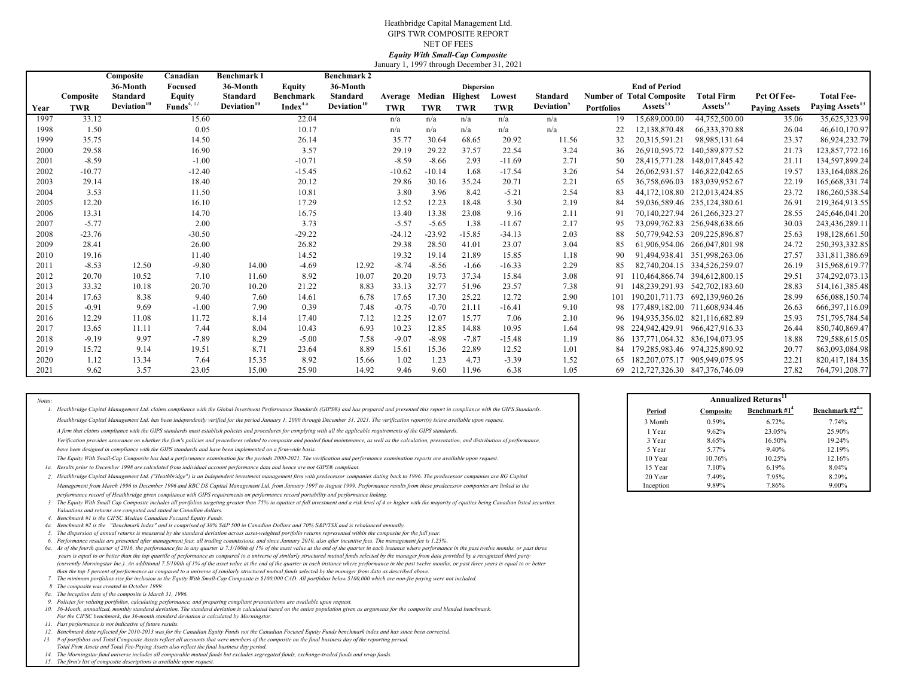# Heathbridge Capital Management Ltd.

## GIPS TWR COMPOSITE REPORT

### NET OF FEES

### *Equity With Small-Cap Composite*

January 1, 1997 through December 31, 2021

| Year | Composite TWR | Composite 36-Month Standard Deviation[10] | Canadian Focused Equity Funds[4, 12] | Benchmark 1 36-Month Standard Deviation[10] | Equity Benchmark Index[4.a] | Benchmark 2 36-Month Standard Deviation[10] | Average TWR | Median TWR | Dispersion Highest TWR | Dispersion Lowest TWR | Standard Deviation[5] | Number of Portfolios | End of Period Total Composite Assets[13] | Total Firm Assets[13] | Pct Of Fee-Paying Assets | Total Fee-Paying Assets[13] |
|---|---|---|---|---|---|---|---|---|---|---|---|---|---|---|---|---|
| 1997 | 33.12 | | 15.60 | | 22.04 | | n/a | n/a | n/a | n/a | n/a | 19 | 15,689,000.00 | 44,752,500.00 | 35.06 | 35,625,323.99 |
| 1998 | 1.50 | | 0.05 | | 10.17 | | n/a | n/a | n/a | n/a | n/a | 22 | 12,138,870.48 | 66,333,370.88 | 26.04 | 46,610,170.97 |
| 1999 | 35.75 | | 14.50 | | 26.14 | | 35.77 | 30.64 | 68.65 | 20.92 | 11.56 | 32 | 20,315,591.21 | 98,985,131.64 | 23.37 | 86,924,232.79 |
| 2000 | 29.58 | | 16.90 | | 3.57 | | 29.19 | 29.22 | 37.57 | 22.54 | 3.24 | 36 | 26,910,595.72 | 140,589,877.52 | 21.73 | 123,857,772.16 |
| 2001 | -8.59 | | -1.00 | | -10.71 | | -8.59 | -8.66 | 2.93 | -11.69 | 2.71 | 50 | 28,415,771.28 | 148,017,845.42 | 21.11 | 134,597,899.24 |
| 2002 | -10.77 | | -12.40 | | -15.45 | | -10.62 | -10.14 | 1.68 | -17.54 | 3.26 | 54 | 26,062,931.57 | 146,822,042.65 | 19.57 | 133,164,088.26 |
| 2003 | 29.14 | | 18.40 | | 20.12 | | 29.86 | 30.16 | 35.24 | 20.71 | 2.21 | 65 | 36,758,696.03 | 183,039,952.67 | 22.19 | 165,668,331.74 |
| 2004 | 3.53 | | 11.50 | | 10.81 | | 3.80 | 3.96 | 8.42 | -5.21 | 2.54 | 83 | 44,172,108.80 | 212,013,424.85 | 23.72 | 186,260,538.54 |
| 2005 | 12.20 | | 16.10 | | 17.29 | | 12.52 | 12.23 | 18.48 | 5.30 | 2.19 | 84 | 59,036,589.46 | 235,124,380.61 | 26.91 | 219,364,913.55 |
| 2006 | 13.31 | | 14.70 | | 16.75 | | 13.40 | 13.38 | 23.08 | 9.16 | 2.11 | 91 | 70,140,227.94 | 261,266,323.27 | 28.55 | 245,646,041.20 |
| 2007 | -5.77 | | 2.00 | | 3.73 | | -5.57 | -5.65 | 1.38 | -11.67 | 2.17 | 95 | 73,099,762.83 | 256,948,638.66 | 30.03 | 243,436,289.11 |
| 2008 | -23.76 | | -30.50 | | -29.22 | | -24.12 | -23.92 | -15.85 | -34.13 | 2.03 | 88 | 50,779,942.53 | 209,225,896.87 | 25.63 | 198,128,661.50 |
| 2009 | 28.41 | | 26.00 | | 26.82 | | 29.38 | 28.50 | 41.01 | 23.07 | 3.04 | 85 | 61,906,954.06 | 266,047,801.98 | 24.72 | 250,393,332.85 |
| 2010 | 19.16 | | 11.40 | | 14.52 | | 19.32 | 19.14 | 21.89 | 15.85 | 1.18 | 90 | 91,494,938.41 | 351,998,263.06 | 27.57 | 331,811,386.69 |
| 2011 | -8.53 | 12.50 | -9.80 | 14.00 | -4.69 | 12.92 | -8.74 | -8.56 | -1.66 | -16.33 | 2.29 | 85 | 82,740,204.15 | 334,526,259.07 | 26.19 | 315,968,619.77 |
| 2012 | 20.70 | 10.52 | 7.10 | 11.60 | 8.92 | 10.07 | 20.20 | 19.73 | 37.34 | 15.84 | 3.08 | 91 | 110,464,866.74 | 394,612,800.15 | 29.51 | 374,292,073.13 |
| 2013 | 33.32 | 10.18 | 20.70 | 10.20 | 21.22 | 8.83 | 33.13 | 32.77 | 51.96 | 23.57 | 7.38 | 91 | 148,239,291.93 | 542,702,183.60 | 28.83 | 514,161,385.48 |
| 2014 | 17.63 | 8.38 | 9.40 | 7.60 | 14.61 | 6.78 | 17.65 | 17.30 | 25.22 | 12.72 | 2.90 | 101 | 190,201,711.73 | 692,139,960.26 | 28.99 | 656,088,150.74 |
| 2015 | -0.91 | 9.69 | -1.00 | 7.90 | 0.39 | 7.48 | -0.75 | -0.70 | 21.11 | -16.41 | 9.10 | 98 | 177,489,182.00 | 711,608,934.46 | 26.63 | 666,397,116.09 |
| 2016 | 12.29 | 11.08 | 11.72 | 8.14 | 17.40 | 7.12 | 12.25 | 12.07 | 15.77 | 7.06 | 2.10 | 96 | 194,935,356.02 | 821,116,682.89 | 25.93 | 751,795,784.54 |
| 2017 | 13.65 | 11.11 | 7.44 | 8.04 | 10.43 | 6.93 | 10.23 | 12.85 | 14.88 | 10.95 | 1.64 | 98 | 224,942,429.91 | 966,427,916.33 | 26.44 | 850,740,869.47 |
| 2018 | -9.19 | 9.97 | -7.89 | 8.29 | -5.00 | 7.58 | -9.07 | -8.98 | -7.87 | -15.48 | 1.19 | 86 | 137,771,064.32 | 836,194,073.95 | 18.88 | 729,588,615.05 |
| 2019 | 15.72 | 9.14 | 19.51 | 8.71 | 23.64 | 8.89 | 15.61 | 15.36 | 22.89 | 12.52 | 1.01 | 84 | 179,285,983.46 | 974,325,890.92 | 20.77 | 863,093,084.98 |
| 2020 | 1.12 | 13.34 | 7.64 | 15.35 | 8.92 | 15.66 | 1.02 | 1.23 | 4.73 | -3.39 | 1.52 | 65 | 182,207,075.17 | 905,949,075.95 | 22.21 | 820,417,184.35 |
| 2021 | 9.62 | 3.57 | 23.05 | 15.00 | 25.90 | 14.92 | 9.46 | 9.60 | 11.96 | 6.38 | 1.05 | 69 | 212,727,326.30 | 847,376,746.09 | 27.82 | 764,791,208.77 |

*Notes:*

1. *Heathbridge Capital Management Ltd. claims compliance with the Global Investment Performance Standards (GIPS®) and has prepared and presented this report in compliance with the GIPS Standards.*
   *Heathbridge Capital Management Ltd. has been independently verified for the period January 1, 2000 through December 31, 2021. The verification report(s) is/are available upon request.*
   *A firm that claims compliance with the GIPS standards must establish policies and procedures for complying with all the applicable requirements of the GIPS standards.*
   *Verification provides assurance on whether the firm's policies and procedures related to composite and pooled fund maintenance, as well as the calculation, presentation, and distribution of performance, have been designed in compliance with the GIPS standards and have been implemented on a firm-wide basis.*
   *The Equity With Small-Cap Composite has had a performance examination for the periods 2000-2021. The verification and performance examination reports are available upon request.*

1a. *Results prior to December 1998 are calculated from individual account performance data and hence are not GIPS® compliant.*

2. *Heathbridge Capital Management Ltd. ("Heathbridge") is an Independent investment management firm with predecessor companies dating back to 1996. The predecessor companies are RG Capital Management from March 1996 to December 1996 and RBC DS Capital Management Ltd. from January 1997 to August 1999. Performance results from these predecessor companies are linked to the performance record of Heathbridge given compliance with GIPS requirements on performance record portability and performance linking.*
3. *The Equity With Small Cap Composite includes all portfolios targeting greater than 75% in equities at full investment and a risk level of 4 or higher with the majority of equities being Canadian listed securities. Valuations and returns are computed and stated in Canadian dollars.*
4. *Benchmark #1 is the CIFSC Median Canadian Focused Equity Funds.*

4a. *Benchmark #2 is the "Benchmark Index" and is comprised of 30% S&P 500 in Canadian Dollars and 70% S&P/TSX and is rebalanced annually.*

5. *The dispersion of annual returns is measured by the standard deviation across asset-weighted portfolio returns represented within the composite for the full year.*
6. *Performance results are presented after management fees, all trading commissions, and since January 2010, also after incentive fees. The management fee is 1.25%.*

6a. *As of the fourth quarter of 2016, the performance fee in any quarter is 7.5/100th of 1% of the asset value at the end of the quarter in each instance where performance in the past twelve months, or past three years is equal to or better than the top quartile of performance as compared to a universe of similarly structured mutual funds selected by the manager from data provided by a recognized third party (currently Morningstar Inc.). An additional 7.5/100th of 1% of the asset value at the end of the quarter in each instance where performance in the past twelve months, or past three years is equal to or better than the top 5 percent of performance as compared to a universe of similarly structured mutual funds selected by the manager from data as described above.*

7. *The minimum portfolios size for inclusion in the Equity With Small-Cap Composite is $100,000 CAD. All portfolios below $100,000 which are non-fee paying were not included.*
8. *The composite was created in October 1999.*

8a. *The inception date of the composite is March 31, 1996.*

9. *Policies for valuing portfolios, calculating performance, and preparing compliant presentations are available upon request.*
10. *36-Month, annualized, monthly standard deviation. The standard deviation is calculated based on the entire population given as arguments for the composite and blended benchmark. For the CIFSC benchmark, the 36-month standard deviation is calculated by Morningstar.*
11. *Past performance is not indicative of future results.*
12. *Benchmark data reflected for 2010-2013 was for the Canadian Equity Funds not the Canadian Focused Equity Funds benchmark index and has since been corrected.*
13. *# of portfolios and Total Composite Assets reflect all accounts that were members of the composite on the final business day of the reporting period. Total Firm Assets and Total Fee-Paying Assets also reflect the final business day period.*
14. *The Morningstar fund universe includes all comparable mutual funds but excludes segregated funds, exchange-traded funds and wrap funds.*
15. *The firm's list of composite descriptions is available upon request.*

**Annualized Returns[11]**

| Period | Composite | Benchmark #1[4] | Benchmark #2[4.a] |
|---|---|---|---|
| 3 Month | 0.59% | 6.72% | 7.74% |
| 1 Year | 9.62% | 23.05% | 25.90% |
| 3 Year | 8.65% | 16.50% | 19.24% |
| 5 Year | 5.77% | 9.40% | 12.19% |
| 10 Year | 10.76% | 10.25% | 12.16% |
| 15 Year | 7.10% | 6.19% | 8.04% |
| 20 Year | 7.49% | 7.95% | 8.29% |
| Inception | 9.89% | 7.86% | 9.00% |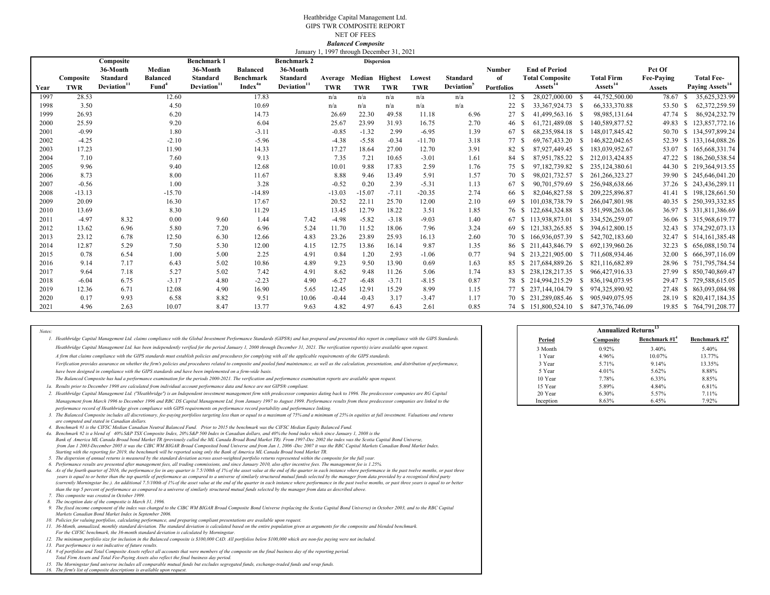Heathbridge Capital Management Ltd.
GIPS TWR COMPOSITE REPORT
NET OF FEES
***Balanced Composite***
January 1, 1997 through December 31, 2021

| Year | Composite TWR | Composite 36-Month Standard Deviation[11] | Median Balanced Fund[4] | Benchmark 1 36-Month Standard Deviation[11] | Balanced Benchmark Index[4a] | Benchmark 2 36-Month Standard Deviation[11] | Dispersion Average TWR | Median TWR | Highest TWR | Lowest TWR | Standard Deviation[5] | Number of Portfolios | End of Period Total Composite Assets[14] | Total Firm Assets[14] | Pct Of Fee-Paying Assets | Total Fee-Paying Assets[14] |
|---|---|---|---|---|---|---|---|---|---|---|---|---|---|---|---|---|
| 1997 | 28.53 | | 12.60 | | 17.83 | | n/a | n/a | n/a | n/a | n/a | 12 | $ 28,027,000.00 | $ 44,752,500.00 | 78.67 | $ 35,625,323.99 |
| 1998 | 3.50 | | 4.50 | | 10.69 | | n/a | n/a | n/a | n/a | n/a | 22 | $ 33,367,924.73 | $ 66,333,370.88 | 53.50 | $ 62,372,259.59 |
| 1999 | 26.93 | | 6.20 | | 14.73 | | 26.69 | 22.30 | 49.58 | 11.18 | 6.96 | 27 | $ 41,499,563.16 | $ 98,985,131.64 | 47.74 | $ 86,924,232.79 |
| 2000 | 25.59 | | 9.20 | | 6.04 | | 25.67 | 23.99 | 31.93 | 16.75 | 2.70 | 46 | $ 61,721,489.08 | $ 140,589,877.52 | 49.83 | $ 123,857,772.16 |
| 2001 | -0.99 | | 1.80 | | -3.11 | | -0.85 | -1.32 | 2.99 | -6.95 | 1.39 | 67 | $ 68,235,984.18 | $ 148,017,845.42 | 50.70 | $ 134,597,899.24 |
| 2002 | -4.25 | | -2.10 | | -5.96 | | -4.38 | -5.58 | -0.34 | -11.70 | 3.18 | 77 | $ 69,767,433.20 | $ 146,822,042.65 | 52.39 | $ 133,164,088.26 |
| 2003 | 17.23 | | 11.90 | | 14.33 | | 17.27 | 18.64 | 27.00 | 12.70 | 3.91 | 82 | $ 87,927,449.45 | $ 183,039,952.67 | 53.07 | $ 165,668,331.74 |
| 2004 | 7.10 | | 7.60 | | 9.13 | | 7.35 | 7.21 | 10.65 | -3.01 | 1.61 | 84 | $ 87,951,785.22 | $ 212,013,424.85 | 47.22 | $ 186,260,538.54 |
| 2005 | 9.96 | | 9.40 | | 12.68 | | 10.01 | 9.88 | 17.83 | 2.59 | 1.76 | 75 | $ 97,182,739.82 | $ 235,124,380.61 | 44.30 | $ 219,364,913.55 |
| 2006 | 8.73 | | 8.00 | | 11.67 | | 8.88 | 9.46 | 13.49 | 5.91 | 1.57 | 70 | $ 98,021,732.57 | $ 261,266,323.27 | 39.90 | $ 245,646,041.20 |
| 2007 | -0.56 | | 1.00 | | 3.28 | | -0.52 | 0.20 | 2.39 | -5.31 | 1.13 | 67 | $ 90,701,579.69 | $ 256,948,638.66 | 37.26 | $ 243,436,289.11 |
| 2008 | -13.13 | | -15.70 | | -14.89 | | -13.03 | -15.07 | -7.11 | -20.35 | 2.74 | 66 | $ 82,046,827.58 | $ 209,225,896.87 | 41.41 | $ 198,128,661.50 |
| 2009 | 20.09 | | 16.30 | | 17.67 | | 20.52 | 22.11 | 25.70 | 12.00 | 2.10 | 69 | $ 101,038,738.79 | $ 266,047,801.98 | 40.35 | $ 250,393,332.85 |
| 2010 | 13.69 | | 8.30 | | 11.29 | | 13.45 | 12.79 | 18.22 | 3.51 | 1.85 | 76 | $ 122,684,324.88 | $ 351,998,263.06 | 36.97 | $ 331,811,386.69 |
| 2011 | -4.97 | 8.32 | 0.00 | 9.60 | 1.44 | 7.42 | -4.98 | -5.82 | -3.18 | -9.03 | 1.40 | 67 | $ 113,938,873.01 | $ 334,526,259.07 | 36.06 | $ 315,968,619.77 |
| 2012 | 13.62 | 6.96 | 5.80 | 7.20 | 6.96 | 5.24 | 11.70 | 11.52 | 18.06 | 7.96 | 3.24 | 69 | $ 121,383,265.85 | $ 394,612,800.15 | 32.43 | $ 374,292,073.13 |
| 2013 | 23.12 | 6.78 | 12.50 | 6.30 | 12.66 | 4.83 | 23.26 | 23.89 | 25.93 | 16.13 | 2.60 | 70 | $ 166,936,057.39 | $ 542,702,183.60 | 32.47 | $ 514,161,385.48 |
| 2014 | 12.87 | 5.29 | 7.50 | 5.30 | 12.00 | 4.15 | 12.75 | 13.86 | 16.14 | 9.87 | 1.35 | 86 | $ 211,443,846.79 | $ 692,139,960.26 | 32.23 | $ 656,088,150.74 |
| 2015 | 0.78 | 6.54 | 1.00 | 5.00 | 2.25 | 4.91 | 0.84 | 1.20 | 2.93 | -1.06 | 0.77 | 94 | $ 213,221,905.00 | $ 711,608,934.46 | 32.00 | $ 666,397,116.09 |
| 2016 | 9.14 | 7.17 | 6.43 | 5.02 | 10.86 | 4.89 | 9.23 | 9.50 | 13.90 | 0.69 | 1.63 | 85 | $ 217,684,889.26 | $ 821,116,682.89 | 28.96 | $ 751,795,784.54 |
| 2017 | 9.64 | 7.18 | 5.27 | 5.02 | 7.42 | 4.91 | 8.62 | 9.48 | 11.26 | 5.06 | 1.74 | 83 | $ 238,128,217.35 | $ 966,427,916.33 | 27.99 | $ 850,740,869.47 |
| 2018 | -6.04 | 6.75 | -3.17 | 4.80 | -2.23 | 4.90 | -6.27 | -6.48 | -3.71 | -8.15 | 0.87 | 78 | $ 214,994,215.29 | $ 836,194,073.95 | 29.47 | $ 729,588,615.05 |
| 2019 | 12.36 | 6.71 | 12.08 | 4.90 | 16.90 | 5.65 | 12.45 | 12.91 | 15.29 | 8.99 | 1.15 | 77 | $ 237,144,104.79 | $ 974,325,890.92 | 27.48 | $ 863,093,084.98 |
| 2020 | 0.17 | 9.93 | 6.58 | 8.82 | 9.51 | 10.06 | -0.44 | -0.43 | 3.17 | -3.47 | 1.17 | 70 | $ 231,289,085.46 | $ 905,949,075.95 | 28.19 | $ 820,417,184.35 |
| 2021 | 4.96 | 2.63 | 10.07 | 8.47 | 13.77 | 9.63 | 4.82 | 4.97 | 6.43 | 2.61 | 0.85 | 74 | $ 151,800,524.10 | $ 847,376,746.09 | 19.85 | $ 764,791,208.77 |

*Notes:*

1. *Heathbridge Capital Management Ltd. claims compliance with the Global Investment Performance Standards (GIPS®) and has prepared and presented this report in compliance with the GIPS Standards.*
   *Heathbridge Capital Management Ltd. has been independently verified for the period January 1, 2000 through December 31, 2021. The verification report(s) is/are available upon request.*
   *A firm that claims compliance with the GIPS standards must establish policies and procedures for complying with all the applicable requirements of the GIPS standards.*
   *Verification provides assurance on whether the firm's policies and procedures related to composite and pooled fund maintenance, as well as the calculation, presentation, and distribution of performance, have been designed in compliance with the GIPS standards and have been implemented on a firm-wide basis.*
   *The Balanced Composite has had a performance examination for the periods 2000-2021. The verification and performance examination reports are available upon request.*

1a. *Results prior to December 1998 are calculated from individual account performance data and hence are not GIPS® compliant.*

2. *Heathbridge Capital Management Ltd. ("Heathbridge") is an Independent investment management firm with predecessor companies dating back to 1996. The predecessor companies are RG Capital Management from March 1996 to December 1996 and RBC DS Capital Management Ltd. from January 1997 to August 1999. Performance results from these predecessor companies are linked to the performance record of Heathbridge given compliance with GIPS requirements on performance record portability and performance linking.*
3. *The Balanced Composite includes all discretionary, fee-paying portfolios targeting less than or equal to a maximum of 75% and a minimum of 25% in equities at full investment. Valuations and returns are computed and stated in Canadian dollars.*
4. *Benchmark #1 is the CIFSC Median Canadian Neutral Balanced Fund. Prior to 2015 the benchmark was the CIFSC Median Equity Balanced Fund.*

4a. *Benchmark #2 is a blend of 40% S&P TSX Composite Index, 20% S&P 500 Index in Canadian dollars, and 40% the bond index which since January 1, 2008 is the Bank of America ML Canada Broad bond Market TR (previously called the ML Canada Broad Bond Market TR). From 1997-Dec 2002 the index was the Scotia Capital Bond Universe, from Jan 1 2003-December 2005 it was the CIBC WM BIGAR Broad Composited bond Universe and from Jan 1, 2006 -Dec 2007 it was the RBC Capital Markets Canadian Bond Market Index. Starting with the reporting for 2019, the benchmark will be reported using only the Bank of America ML Canada Broad bond Market TR.*

5. *The dispersion of annual returns is measured by the standard deviation across asset-weighted portfolio returns represented within the composite for the full year.*
6. *Performance results are presented after management fees, all trading commissions, and since January 2010, also after incentive fees. The management fee is 1.25%.*

6a. *As of the fourth quarter of 2016, the performance fee in any quarter is 7.5/100th of 1% of the asset value at the end of the quarter in each instance where performance in the past twelve months, or past three years is equal to or better than the top quartile of performance as compared to a universe of similarly structured mutual funds selected by the manager from data provided by a recognized third party (currently Morningstar Inc.). An additional 7.5/100th of 1% of the asset value at the end of the quarter in each instance where performance in the past twelve months, or past three years is equal to or better than the top 5 percent of performance as compared to a universe of similarly structured mutual funds selected by the manager from data as described above.*

7. *This composite was created in October 1999.*
8. *The inception date of the compostie is March 31, 1996.*
9. *The fixed income component of the index was changed to the CIBC WM BIGAR Broad Composite Bond Universe (replacing the Scotia Capital Bond Universe) in October 2003, and to the RBC Capital Markets Canadian Bond Market Index in September 2006.*
10. *Policies for valuing portfolios, calculating performance, and preparing compliant presentations are available upon request.*
11. *36-Month, annualized, monthly standard deviation. The standard deviation is calculated based on the entire population given as arguments for the composite and blended benchmark. For the CIFSC benchmark, the 36-month standard deviation is calculated by Morningstar.*
12. *The minimum portfolio size for inclusion in the Balanced composite is $100,000 CAD. All portfolios below $100,000 which are non-fee paying were not included.*
13. *Past performance is not indicative of future results.*
14. *# of portfolios and Total Composite Assets reflect all accounts that were members of the composite on the final business day of the reporting period. Total Firm Assets and Total Fee-Paying Assets also reflect the final business day period.*
15. *The Morningstar fund universe includes all comparable mutual funds but excludes segregated funds, exchange-traded funds and wrap funds.*
16. *The firm's list of composite descriptions is available upon request.*

**Annualized Returns[13]**

| Period | Composite | Benchmark #1[4] | Benchmark #2[4] |
|---|---|---|---|
| 3 Month | 0.92% | 3.40% | 5.40% |
| 1 Year | 4.96% | 10.07% | 13.77% |
| 3 Year | 5.71% | 9.14% | 13.35% |
| 5 Year | 4.01% | 5.62% | 8.88% |
| 10 Year | 7.78% | 6.33% | 8.85% |
| 15 Year | 5.89% | 4.84% | 6.81% |
| 20 Year | 6.30% | 5.57% | 7.11% |
| Inception | 8.63% | 6.45% | 7.92% |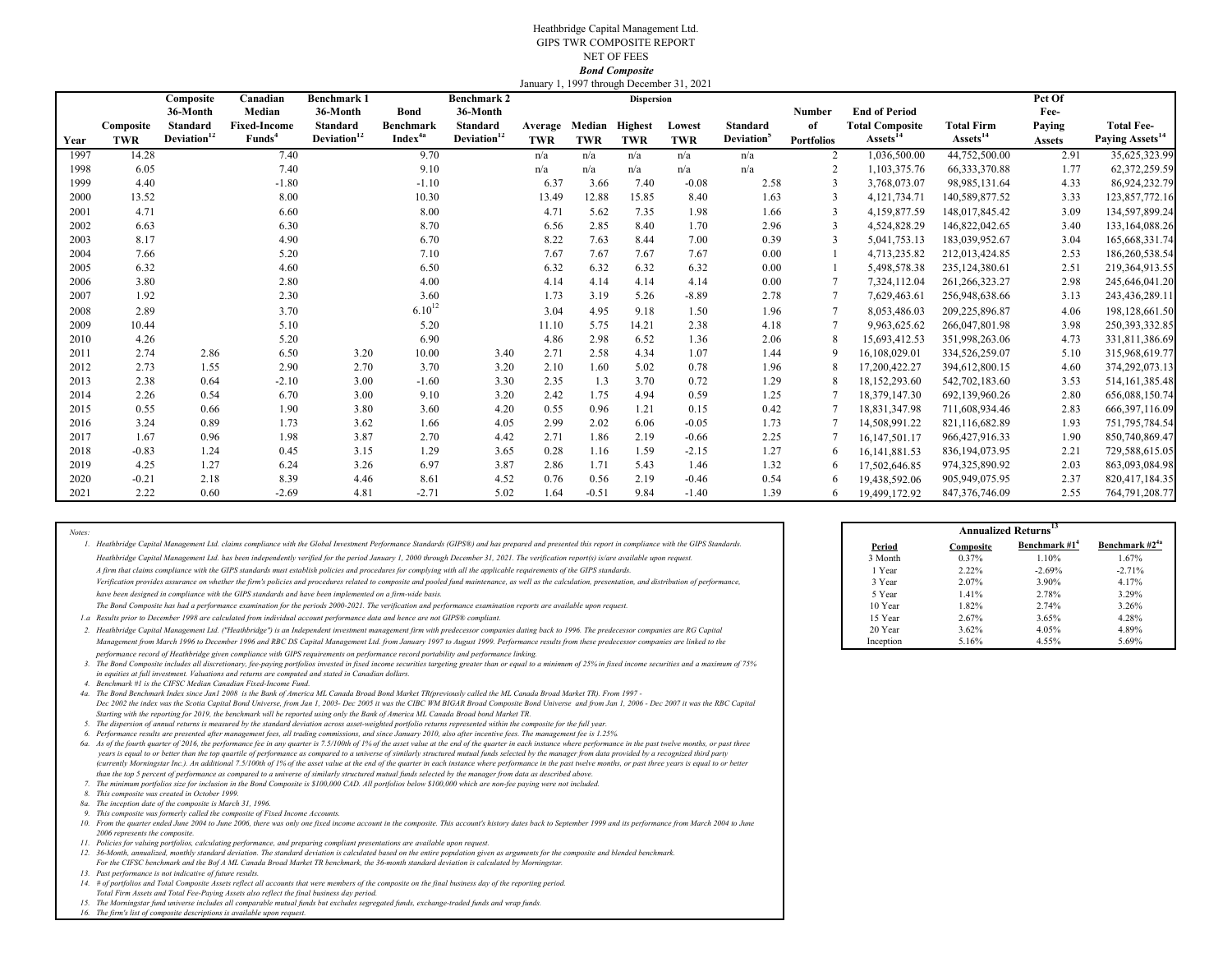Heathbridge Capital Management Ltd.
GIPS TWR COMPOSITE REPORT
NET OF FEES
***Bond Composite***
January 1, 1997 through December 31, 2021

| Year | Composite TWR | Composite 36-Month Standard Deviation[12] | Canadian Median Fixed-Income Funds[4] | Benchmark 1 36-Month Standard Deviation[12] | Bond Benchmark Index[4a] | Benchmark 2 36-Month Standard Deviation[12] | Dispersion Average TWR | Dispersion Median TWR | Dispersion Highest TWR | Dispersion Lowest TWR | Standard Deviation[5] | Number of Portfolios | End of Period Total Composite Assets[14] | Total Firm Assets[14] | Pct Of Fee-Paying Assets | Total Fee-Paying Assets[14] |
|---|---|---|---|---|---|---|---|---|---|---|---|---|---|---|---|---|
| 1997 | 14.28 | | 7.40 | | 9.70 | | n/a | n/a | n/a | n/a | n/a | 2 | 1,036,500.00 | 44,752,500.00 | 2.91 | 35,625,323.99 |
| 1998 | 6.05 | | 7.40 | | 9.10 | | n/a | n/a | n/a | n/a | n/a | 2 | 1,103,375.76 | 66,333,370.88 | 1.77 | 62,372,259.59 |
| 1999 | 4.40 | | -1.80 | | -1.10 | | 6.37 | 3.66 | 7.40 | -0.08 | 2.58 | 3 | 3,768,073.07 | 98,985,131.64 | 4.33 | 86,924,232.79 |
| 2000 | 13.52 | | 8.00 | | 10.30 | | 13.49 | 12.88 | 15.85 | 8.40 | 1.63 | 3 | 4,121,734.71 | 140,589,877.52 | 3.33 | 123,857,772.16 |
| 2001 | 4.71 | | 6.60 | | 8.00 | | 4.71 | 5.62 | 7.35 | 1.98 | 1.66 | 3 | 4,159,877.59 | 148,017,845.42 | 3.09 | 134,597,899.24 |
| 2002 | 6.63 | | 6.30 | | 8.70 | | 6.56 | 2.85 | 8.40 | 1.70 | 2.96 | 3 | 4,524,828.29 | 146,822,042.65 | 3.40 | 133,164,088.26 |
| 2003 | 8.17 | | 4.90 | | 6.70 | | 8.22 | 7.63 | 8.44 | 7.00 | 0.39 | 3 | 5,041,753.13 | 183,039,952.67 | 3.04 | 165,668,331.74 |
| 2004 | 7.66 | | 5.20 | | 7.10 | | 7.67 | 7.67 | 7.67 | 7.67 | 0.00 | 1 | 4,713,235.82 | 212,013,424.85 | 2.53 | 186,260,538.54 |
| 2005 | 6.32 | | 4.60 | | 6.50 | | 6.32 | 6.32 | 6.32 | 6.32 | 0.00 | 1 | 5,498,578.38 | 235,124,380.61 | 2.51 | 219,364,913.55 |
| 2006 | 3.80 | | 2.80 | | 4.00 | | 4.14 | 4.14 | 4.14 | 4.14 | 0.00 | 7 | 7,324,112.04 | 261,266,323.27 | 2.98 | 245,646,041.20 |
| 2007 | 1.92 | | 2.30 | | 3.60 | | 1.73 | 3.19 | 5.26 | -8.89 | 2.78 | 7 | 7,629,463.61 | 256,948,638.66 | 3.13 | 243,436,289.11 |
| 2008 | 2.89 | | 3.70 | | 6.10[12] | | 3.04 | 4.95 | 9.18 | 1.50 | 1.96 | 7 | 8,053,486.03 | 209,225,896.87 | 4.06 | 198,128,661.50 |
| 2009 | 10.44 | | 5.10 | | 5.20 | | 11.10 | 5.75 | 14.21 | 2.38 | 4.18 | 7 | 9,963,625.62 | 266,047,801.98 | 3.98 | 250,393,332.85 |
| 2010 | 4.26 | | 5.20 | | 6.90 | | 4.86 | 2.98 | 6.52 | 1.36 | 2.06 | 8 | 15,693,412.53 | 351,998,263.06 | 4.73 | 331,811,386.69 |
| 2011 | 2.74 | 2.86 | 6.50 | 3.20 | 10.00 | 3.40 | 2.71 | 2.58 | 4.34 | 1.07 | 1.44 | 9 | 16,108,029.01 | 334,526,259.07 | 5.10 | 315,968,619.77 |
| 2012 | 2.73 | 1.55 | 2.90 | 2.70 | 3.70 | 3.20 | 2.10 | 1.60 | 5.02 | 0.78 | 1.96 | 8 | 17,200,422.27 | 394,612,800.15 | 4.60 | 374,292,073.13 |
| 2013 | 2.38 | 0.64 | -2.10 | 3.00 | -1.60 | 3.30 | 2.35 | 1.3 | 3.70 | 0.72 | 1.29 | 8 | 18,152,293.60 | 542,702,183.60 | 3.53 | 514,161,385.48 |
| 2014 | 2.26 | 0.54 | 6.70 | 3.00 | 9.10 | 3.20 | 2.42 | 1.75 | 4.94 | 0.59 | 1.25 | 7 | 18,379,147.30 | 692,139,960.26 | 2.80 | 656,088,150.74 |
| 2015 | 0.55 | 0.66 | 1.90 | 3.80 | 3.60 | 4.20 | 0.55 | 0.96 | 1.21 | 0.15 | 0.42 | 7 | 18,831,347.98 | 711,608,934.46 | 2.83 | 666,397,116.09 |
| 2016 | 3.24 | 0.89 | 1.73 | 3.62 | 1.66 | 4.05 | 2.99 | 2.02 | 6.06 | -0.05 | 1.73 | 7 | 14,508,991.22 | 821,116,682.89 | 1.93 | 751,795,784.54 |
| 2017 | 1.67 | 0.96 | 1.98 | 3.87 | 2.70 | 4.42 | 2.71 | 1.86 | 2.19 | -0.66 | 2.25 | 7 | 16,147,501.17 | 966,427,916.33 | 1.90 | 850,740,869.47 |
| 2018 | -0.83 | 1.24 | 0.45 | 3.15 | 1.29 | 3.65 | 0.28 | 1.16 | 1.59 | -2.15 | 1.27 | 6 | 16,141,881.53 | 836,194,073.95 | 2.21 | 729,588,615.05 |
| 2019 | 4.25 | 1.27 | 6.24 | 3.26 | 6.97 | 3.87 | 2.86 | 1.71 | 5.43 | 1.46 | 1.32 | 6 | 17,502,646.85 | 974,325,890.92 | 2.03 | 863,093,084.98 |
| 2020 | -0.21 | 2.18 | 8.39 | 4.46 | 8.61 | 4.52 | 0.76 | 0.56 | 2.19 | -0.46 | 0.54 | 6 | 19,438,592.06 | 905,949,075.95 | 2.37 | 820,417,184.35 |
| 2021 | 2.22 | 0.60 | -2.69 | 4.81 | -2.71 | 5.02 | 1.64 | -0.51 | 9.84 | -1.40 | 1.39 | 6 | 19,499,172.92 | 847,376,746.09 | 2.55 | 764,791,208.77 |

*Notes:*

1. *Heathbridge Capital Management Ltd. claims compliance with the Global Investment Performance Standards (GIPS®) and has prepared and presented this report in compliance with the GIPS Standards.*
   *Heathbridge Capital Management Ltd. has been independently verified for the period January 1, 2000 through December 31, 2021. The verification report(s) is/are available upon request.*
   *A firm that claims compliance with the GIPS standards must establish policies and procedures for complying with all the applicable requirements of the GIPS standards.*
   *Verification provides assurance on whether the firm's policies and procedures related to composite and pooled fund maintenance, as well as the calculation, presentation, and distribution of performance, have been designed in compliance with the GIPS standards and have been implemented on a firm-wide basis.*
   *The Bond Composite has had a performance examination for the periods 2000-2021. The verification and performance examination reports are available upon request.*

1.a *Results prior to December 1998 are calculated from individual account performance data and hence are not GIPS® compliant.*

2. *Heathbridge Capital Management Ltd. ("Heathbridge") is an Independent investment management firm with predecessor companies dating back to 1996. The predecessor companies are RG Capital Management from March 1996 to December 1996 and RBC DS Capital Management Ltd. from January 1997 to August 1999. Performance results from these predecessor companies are linked to the performance record of Heathbridge given compliance with GIPS requirements on performance record portability and performance linking.*
3. *The Bond Composite includes all discretionary, fee-paying portfolios invested in fixed income securities targeting greater than or equal to a minimum of 25% in fixed income securities and a maximum of 75% in equities at full investment. Valuations and returns are computed and stated in Canadian dollars.*
4. *Benchmark #1 is the CIFSC Median Canadian Fixed-Income Fund.*

4a. *The Bond Benchmark Index since Jan1 2008 is the Bank of America ML Canada Broad Bond Market TR(previously called the ML Canada Broad Market TR). From 1997 - Dec 2002 the index was the Scotia Capital Bond Universe, from Jan 1, 2003- Dec 2005 it was the CIBC WM BIGAR Broad Composite Bond Universe and from Jan 1, 2006 - Dec 2007 it was the RBC Capital Starting with the reporting for 2019, the benchmark will be reported using only the Bank of America ML Canada Broad bond market TR.*

5. *The dispersion of annual returns is measured by the standard deviation across asset-weighted portfolio returns represented within the composite for the full year.*
6. *Performance results are presented after management fees, all trading commissions, and since January 2010, also after incentive fees. The management fee is 1.25%*

6a. *As of the fourth quarter of 2016, the performance fee in any quarter is 7.5/100th of 1% of the asset value at the end of the quarter in each instance where performance in the past twelve months, or past three years is equal to or better than the top quartile of performance as compared to a universe of similarly structured mutual funds selected by the manager from data provided by a recognized third party (currently Morningstar Inc.). An additional 7.5/100th of 1% of the asset value at the end of the quarter in each instance where performance in the past twelve months, or past three years is equal to or better than the top 5 percent of performance as compared to a universe of similarly structured mutual funds selected by the manager from data as described above.*

7. *The minimum portfolios size for inclusion in the Bond Composite is $100,000 CAD. All portfolios below $100,000 which are non-fee paying were not included.*
8. *This composite was created in October 1999.*

8a. *The inception date of the composite is March 31, 1996.*

9. *This composite was formerly called the composite of Fixed Income Accounts.*
10. *From the quarter ended June 2004 to June 2006, there was only one fixed income account in the composite. This account's history dates back to September 1999 and its performance from March 2004 to June 2006 represents the composite.*
11. *Policies for valuing portfolios, calculating performance, and preparing compliant presentations are available upon request.*
12. *36-Month, annualized, monthly standard deviation. The standard deviation is calculated based on the entire population given as arguments for the composite and blended benchmark. For the CIFSC benchmark and the Bof A ML Canada Broad Market TR benchmark, the 36-month standard deviation is calculated by Morningstar.*
13. *Past performance is not indicative of future results.*
14. *# of portfolios and Total Composite Assets reflect all accounts that were members of the composite on the final business day of the reporting period. Total Firm Assets and Total Fee-Paying Assets also reflect the final business day period.*
15. *The Morningstar fund universe includes all comparable mutual funds but excludes segregated funds, exchange-traded funds and wrap funds.*
16. *The firm's list of composite descriptions is available upon request.*

**Annualized Returns[13]**

| Period | Composite | Benchmark #1[4] | Benchmark #2[4a] |
|---|---|---|---|
| 3 Month | 0.37% | 1.10% | 1.67% |
| 1 Year | 2.22% | -2.69% | -2.71% |
| 3 Year | 2.07% | 3.90% | 4.17% |
| 5 Year | 1.41% | 2.78% | 3.29% |
| 10 Year | 1.82% | 2.74% | 3.26% |
| 15 Year | 2.67% | 3.65% | 4.28% |
| 20 Year | 3.62% | 4.05% | 4.89% |
| Inception | 5.16% | 4.55% | 5.69% |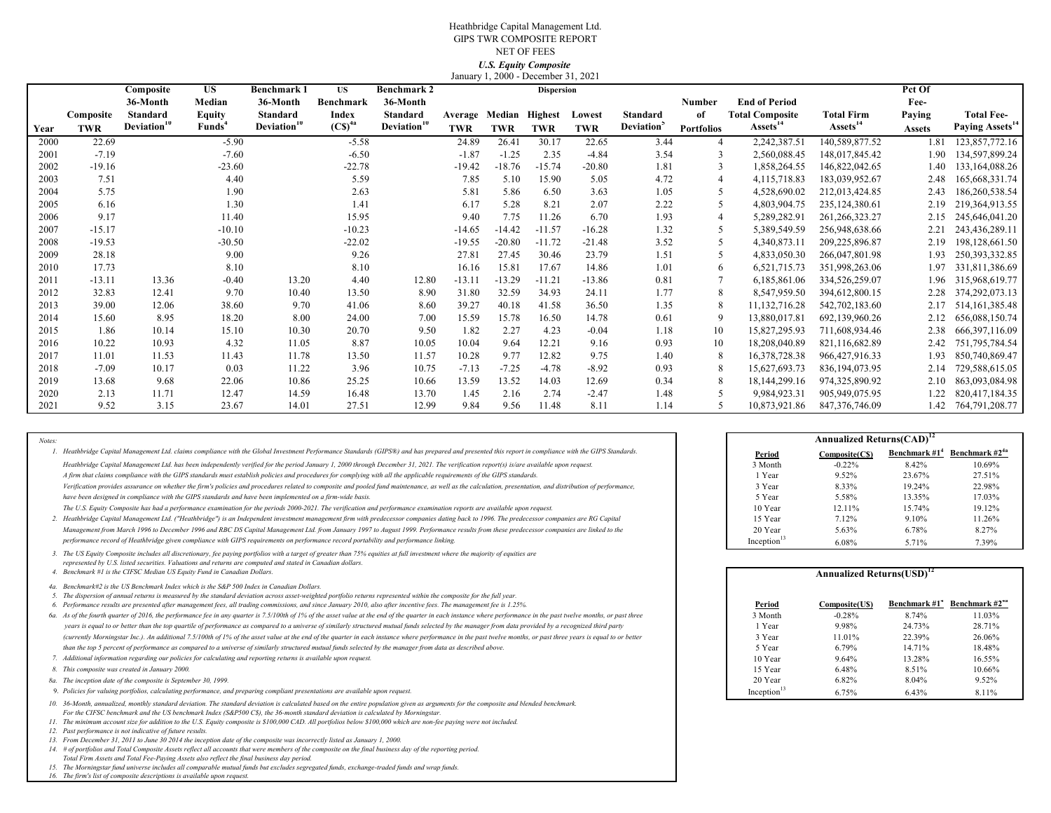Heathbridge Capital Management Ltd.
GIPS TWR COMPOSITE REPORT
NET OF FEES
***U.S. Equity Composite***
January 1, 2000 - December 31, 2021

| Year | Composite TWR | Composite 36-Month Standard Deviation[10] | US Median Equity Funds[4] | Benchmark 1 36-Month Standard Deviation[10] | US Benchmark Index (C$)[4a] | Benchmark 2 36-Month Standard Deviation[10] | Dispersion Average TWR | Dispersion Median TWR | Dispersion Highest TWR | Dispersion Lowest TWR | Standard Deviation[5] | Number of Portfolios | End of Period Total Composite Assets[14] | Total Firm Assets[14] | Pct Of Fee-Paying Assets | Total Fee-Paying Assets[14] |
|---|---|---|---|---|---|---|---|---|---|---|---|---|---|---|---|---|
| 2000 | 22.69 | | -5.90 | | -5.58 | | 24.89 | 26.41 | 30.17 | 22.65 | 3.44 | 4 | 2,242,387.51 | 140,589,877.52 | 1.81 | 123,857,772.16 |
| 2001 | -7.19 | | -7.60 | | -6.50 | | -1.87 | -1.25 | 2.35 | -4.84 | 3.54 | 3 | 2,560,088.45 | 148,017,845.42 | 1.90 | 134,597,899.24 |
| 2002 | -19.16 | | -23.60 | | -22.78 | | -19.42 | -18.76 | -15.74 | -20.80 | 1.81 | 3 | 1,858,264.55 | 146,822,042.65 | 1.40 | 133,164,088.26 |
| 2003 | 7.51 | | 4.40 | | 5.59 | | 7.85 | 5.10 | 15.90 | 5.05 | 4.72 | 4 | 4,115,718.83 | 183,039,952.67 | 2.48 | 165,668,331.74 |
| 2004 | 5.75 | | 1.90 | | 2.63 | | 5.81 | 5.86 | 6.50 | 3.63 | 1.05 | 5 | 4,528,690.02 | 212,013,424.85 | 2.43 | 186,260,538.54 |
| 2005 | 6.16 | | 1.30 | | 1.41 | | 6.17 | 5.28 | 8.21 | 2.07 | 2.22 | 5 | 4,803,904.75 | 235,124,380.61 | 2.19 | 219,364,913.55 |
| 2006 | 9.17 | | 11.40 | | 15.95 | | 9.40 | 7.75 | 11.26 | 6.70 | 1.93 | 4 | 5,289,282.91 | 261,266,323.27 | 2.15 | 245,646,041.20 |
| 2007 | -15.17 | | -10.10 | | -10.23 | | -14.65 | -14.42 | -11.57 | -16.28 | 1.32 | 5 | 5,389,549.59 | 256,948,638.66 | 2.21 | 243,436,289.11 |
| 2008 | -19.53 | | -30.50 | | -22.02 | | -19.55 | -20.80 | -11.72 | -21.48 | 3.52 | 5 | 4,340,873.11 | 209,225,896.87 | 2.19 | 198,128,661.50 |
| 2009 | 28.18 | | 9.00 | | 9.26 | | 27.81 | 27.45 | 30.46 | 23.79 | 1.51 | 5 | 4,833,050.30 | 266,047,801.98 | 1.93 | 250,393,332.85 |
| 2010 | 17.73 | | 8.10 | | 8.10 | | 16.16 | 15.81 | 17.67 | 14.86 | 1.01 | 6 | 6,521,715.73 | 351,998,263.06 | 1.97 | 331,811,386.69 |
| 2011 | -13.11 | 13.36 | -0.40 | 13.20 | 4.40 | 12.80 | -13.11 | -13.29 | -11.21 | -13.86 | 0.81 | 7 | 6,185,861.06 | 334,526,259.07 | 1.96 | 315,968,619.77 |
| 2012 | 32.83 | 12.41 | 9.70 | 10.40 | 13.50 | 8.90 | 31.80 | 32.59 | 34.93 | 24.11 | 1.77 | 8 | 8,547,959.50 | 394,612,800.15 | 2.28 | 374,292,073.13 |
| 2013 | 39.00 | 12.06 | 38.60 | 9.70 | 41.06 | 8.60 | 39.27 | 40.18 | 41.58 | 36.50 | 1.35 | 8 | 11,132,716.28 | 542,702,183.60 | 2.17 | 514,161,385.48 |
| 2014 | 15.60 | 8.95 | 18.20 | 8.00 | 24.00 | 7.00 | 15.59 | 15.78 | 16.50 | 14.78 | 0.61 | 9 | 13,880,017.81 | 692,139,960.26 | 2.12 | 656,088,150.74 |
| 2015 | 1.86 | 10.14 | 15.10 | 10.30 | 20.70 | 9.50 | 1.82 | 2.27 | 4.23 | -0.04 | 1.18 | 10 | 15,827,295.93 | 711,608,934.46 | 2.38 | 666,397,116.09 |
| 2016 | 10.22 | 10.93 | 4.32 | 11.05 | 8.87 | 10.05 | 10.04 | 9.64 | 12.21 | 9.16 | 0.93 | 10 | 18,208,040.89 | 821,116,682.89 | 2.42 | 751,795,784.54 |
| 2017 | 11.01 | 11.53 | 11.43 | 11.78 | 13.50 | 11.57 | 10.28 | 9.77 | 12.82 | 9.75 | 1.40 | 8 | 16,378,728.38 | 966,427,916.33 | 1.93 | 850,740,869.47 |
| 2018 | -7.09 | 10.17 | 0.03 | 11.22 | 3.96 | 10.75 | -7.13 | -7.25 | -4.78 | -8.92 | 0.93 | 8 | 15,627,693.73 | 836,194,073.95 | 2.14 | 729,588,615.05 |
| 2019 | 13.68 | 9.68 | 22.06 | 10.86 | 25.25 | 10.66 | 13.59 | 13.52 | 14.03 | 12.69 | 0.34 | 8 | 18,144,299.16 | 974,325,890.92 | 2.10 | 863,093,084.98 |
| 2020 | 2.13 | 11.71 | 12.47 | 14.59 | 16.48 | 13.70 | 1.45 | 2.16 | 2.74 | -2.47 | 1.48 | 5 | 9,984,923.31 | 905,949,075.95 | 1.22 | 820,417,184.35 |
| 2021 | 9.52 | 3.15 | 23.67 | 14.01 | 27.51 | 12.99 | 9.84 | 9.56 | 11.48 | 8.11 | 1.14 | 5 | 10,873,921.86 | 847,376,746.09 | 1.42 | 764,791,208.77 |

*Notes:*

1. *Heathbridge Capital Management Ltd. claims compliance with the Global Investment Performance Standards (GIPS®) and has prepared and presented this report in compliance with the GIPS Standards.*
   *Heathbridge Capital Management Ltd. has been independently verified for the period January 1, 2000 through December 31, 2021. The verification report(s) is/are available upon request.*
   *A firm that claims compliance with the GIPS standards must establish policies and procedures for complying with all the applicable requirements of the GIPS standards.*
   *Verification provides assurance on whether the firm's policies and procedures related to composite and pooled fund maintenance, as well as the calculation, presentation, and distribution of performance, have been designed in compliance with the GIPS standards and have been implemented on a firm-wide basis.*
   *The U.S. Equity Composite has had a performance examination for the periods 2000-2021. The verification and performance examination reports are available upon request.*
2. *Heathbridge Capital Management Ltd. ("Heathbridge") is an Independent investment management firm with predecessor companies dating back to 1996. The predecessor companies are RG Capital Management from March 1996 to December 1996 and RBC DS Capital Management Ltd. from January 1997 to August 1999. Performance results from these predecessor companies are linked to the performance record of Heathbridge given compliance with GIPS requirements on performance record portability and performance linking.*
3. *The US Equity Composite includes all discretionary, fee paying portfolios with a target of greater than 75% equities at full investment where the majority of equities are represented by U.S. listed securities. Valuations and returns are computed and stated in Canadian dollars.*
4. *Benchmark #1 is the CIFSC Median US Equity Fund in Canadian Dollars.*

4a. *Benchmark#2 is the US Benchmark Index which is the S&P 500 Index in Canadian Dollars.*

5. *The dispersion of annual returns is measured by the standard deviation across asset-weighted portfolio returns represented within the composite for the full year.*
6. *Performance results are presented after management fees, all trading commissions, and since January 2010, also after incentive fees. The management fee is 1.25%.*

6a. *As of the fourth quarter of 2016, the performance fee in any quarter is 7.5/100th of 1% of the asset value at the end of the quarter in each instance where performance in the past twelve months, or past three years is equal to or better than the top quartile of performance as compared to a universe of similarly structured mutual funds selected by the manager from data provided by a recognized third party (currently Morningstar Inc.). An additional 7.5/100th of 1% of the asset value at the end of the quarter in each instance where performance in the past twelve months, or past three years is equal to or better than the top 5 percent of performance as compared to a universe of similarly structured mutual funds selected by the manager from data as described above.*

7. *Additional information regarding our policies for calculating and reporting returns is available upon request.*
8. *This composite was created in January 2000.*

8a. *The inception date of the composite is September 30, 1999.*

9. *Policies for valuing portfolios, calculating performance, and preparing compliant presentations are available upon request.*
10. *36-Month, annualized, monthly standard deviation. The standard deviation is calculated based on the entire population given as arguments for the composite and blended benchmark. For the CIFSC benchmark and the US benchmark Index (S&P500 C$), the 36-month standard deviation is calculated by Morningstar.*
11. *The minimum account size for addition to the U.S. Equity composite is $100,000 CAD. All portfolios below $100,000 which are non-fee paying were not included.*
12. *Past performance is not indicative of future results.*
13. *From December 31, 2011 to June 30 2014 the inception date of the composite was incorrectly listed as January 1, 2000.*
14. *# of portfolios and Total Composite Assets reflect all accounts that were members of the composite on the final business day of the reporting period. Total Firm Assets and Total Fee-Paying Assets also reflect the final business day period.*
15. *The Morningstar fund universe includes all comparable mutual funds but excludes segregated funds, exchange-traded funds and wrap funds.*
16. *The firm's list of composite descriptions is available upon request.*

**Annualized Returns(CAD)[12]**

| Period | Composite(C$) | Benchmark #1[4] | Benchmark #2[4a] |
|---|---|---|---|
| 3 Month | -0.22% | 8.42% | 10.69% |
| 1 Year | 9.52% | 23.67% | 27.51% |
| 3 Year | 8.33% | 19.24% | 22.98% |
| 5 Year | 5.58% | 13.35% | 17.03% |
| 10 Year | 12.11% | 15.74% | 19.12% |
| 15 Year | 7.12% | 9.10% | 11.26% |
| 20 Year | 5.63% | 6.78% | 8.27% |
| Inception[13] | 6.08% | 5.71% | 7.39% |

**Annualized Returns(USD)[12]**

| Period | Composite(U$) | Benchmark #1* | Benchmark #2** |
|---|---|---|---|
| 3 Month | -0.28% | 8.74% | 11.03% |
| 1 Year | 9.98% | 24.73% | 28.71% |
| 3 Year | 11.01% | 22.39% | 26.06% |
| 5 Year | 6.79% | 14.71% | 18.48% |
| 10 Year | 9.64% | 13.28% | 16.55% |
| 15 Year | 6.48% | 8.51% | 10.66% |
| 20 Year | 6.82% | 8.04% | 9.52% |
| Inception[13] | 6.75% | 6.43% | 8.11% |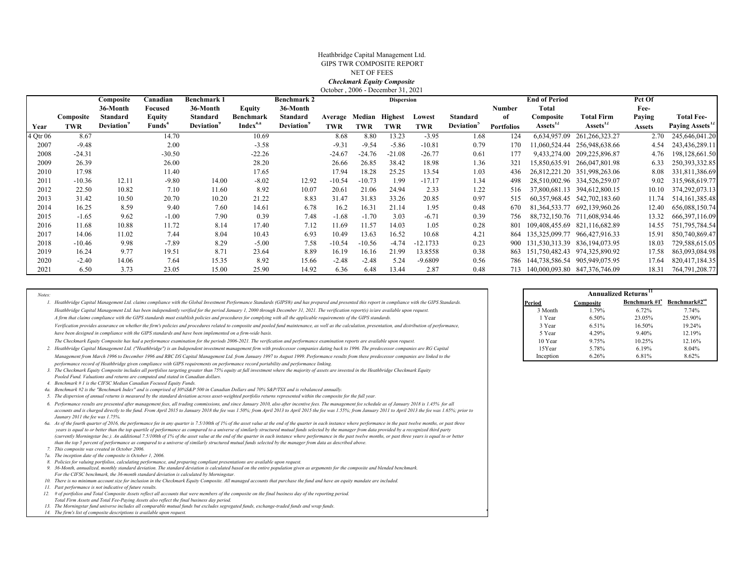Heathbridge Capital Management Ltd.
GIPS TWR COMPOSITE REPORT
NET OF FEES
***Checkmark Equity Composite***
October , 2006 - December 31, 2021

| Year | Composite TWR | Composite 36-Month Standard Deviation[9] | Canadian Focused Equity Funds[4] | Benchmark 1 36-Month Standard Deviation[9] | Equity Benchmark Index[4a] | Benchmark 2 36-Month Standard Deviation[9] | Dispersion: Average TWR | Dispersion: Median TWR | Dispersion: Highest TWR | Dispersion: Lowest TWR | Standard Deviation[5] | Number of Portfolios | End of Period Total Composite Assets[12] | Total Firm Assets[12] | Pct Of Fee-Paying Assets | Total Fee-Paying Assets[12] |
|---|---|---|---|---|---|---|---|---|---|---|---|---|---|---|---|---|
| 4 Qtr 06 | 8.67 | | 14.70 | | 10.69 | | 8.68 | 8.80 | 13.23 | -3.95 | 1.68 | 124 | 6,634,957.09 | 261,266,323.27 | 2.70 | 245,646,041.20 |
| 2007 | -9.48 | | 2.00 | | -3.58 | | -9.31 | -9.54 | -5.86 | -10.81 | 0.79 | 170 | 11,060,524.44 | 256,948,638.66 | 4.54 | 243,436,289.11 |
| 2008 | -24.31 | | -30.50 | | -22.26 | | -24.67 | -24.76 | -21.08 | -26.77 | 0.61 | 177 | 9,433,274.00 | 209,225,896.87 | 4.76 | 198,128,661.50 |
| 2009 | 26.39 | | 26.00 | | 28.20 | | 26.66 | 26.85 | 38.42 | 18.98 | 1.36 | 321 | 15,850,635.91 | 266,047,801.98 | 6.33 | 250,393,332.85 |
| 2010 | 17.98 | | 11.40 | | 17.65 | | 17.94 | 18.28 | 25.25 | 13.54 | 1.03 | 436 | 26,812,221.20 | 351,998,263.06 | 8.08 | 331,811,386.69 |
| 2011 | -10.36 | 12.11 | -9.80 | 14.00 | -8.02 | 12.92 | -10.54 | -10.73 | 1.99 | -17.17 | 1.34 | 498 | 28,510,002.96 | 334,526,259.07 | 9.02 | 315,968,619.77 |
| 2012 | 22.50 | 10.82 | 7.10 | 11.60 | 8.92 | 10.07 | 20.61 | 21.06 | 24.94 | 2.33 | 1.22 | 516 | 37,800,681.13 | 394,612,800.15 | 10.10 | 374,292,073.13 |
| 2013 | 31.42 | 10.50 | 20.70 | 10.20 | 21.22 | 8.83 | 31.47 | 31.83 | 33.26 | 20.85 | 0.97 | 515 | 60,357,968.45 | 542,702,183.60 | 11.74 | 514,161,385.48 |
| 2014 | 16.25 | 8.59 | 9.40 | 7.60 | 14.61 | 6.78 | 16.2 | 16.31 | 21.14 | 1.95 | 0.48 | 670 | 81,364,533.77 | 692,139,960.26 | 12.40 | 656,088,150.74 |
| 2015 | -1.65 | 9.62 | -1.00 | 7.90 | 0.39 | 7.48 | -1.68 | -1.70 | 3.03 | -6.71 | 0.39 | 756 | 88,732,150.76 | 711,608,934.46 | 13.32 | 666,397,116.09 |
| 2016 | 11.68 | 10.88 | 11.72 | 8.14 | 17.40 | 7.12 | 11.69 | 11.57 | 14.03 | 1.05 | 0.28 | 801 | 109,408,455.69 | 821,116,682.89 | 14.55 | 751,795,784.54 |
| 2017 | 14.06 | 11.02 | 7.44 | 8.04 | 10.43 | 6.93 | 10.49 | 13.63 | 16.52 | 10.68 | 4.21 | 864 | 135,325,099.77 | 966,427,916.33 | 15.91 | 850,740,869.47 |
| 2018 | -10.46 | 9.98 | -7.89 | 8.29 | -5.00 | 7.58 | -10.54 | -10.56 | -4.74 | -12.1733 | 0.23 | 900 | 131,530,313.39 | 836,194,073.95 | 18.03 | 729,588,615.05 |
| 2019 | 16.24 | 9.77 | 19.51 | 8.71 | 23.64 | 8.89 | 16.19 | 16.16 | 21.99 | 13.8558 | 0.38 | 863 | 151,750,482.43 | 974,325,890.92 | 17.58 | 863,093,084.98 |
| 2020 | -2.40 | 14.06 | 7.64 | 15.35 | 8.92 | 15.66 | -2.48 | -2.48 | 5.24 | -9.6809 | 0.56 | 786 | 144,738,586.54 | 905,949,075.95 | 17.64 | 820,417,184.35 |
| 2021 | 6.50 | 3.73 | 23.05 | 15.00 | 25.90 | 14.92 | 6.36 | 6.48 | 13.44 | 2.87 | 0.48 | 713 | 140,000,093.80 | 847,376,746.09 | 18.31 | 764,791,208.77 |

*Notes:*

1. *Heathbridge Capital Management Ltd. claims compliance with the Global Investment Performance Standards (GIPS®) and has prepared and presented this report in compliance with the GIPS Standards.*
   *Heathbridge Capital Management Ltd. has been independently verified for the period January 1, 2000 through December 31, 2021. The verification report(s) is/are available upon request.*
   *A firm that claims compliance with the GIPS standards must establish policies and procedures for complying with all the applicable requirements of the GIPS standards.*
   *Verification provides assurance on whether the firm's policies and procedures related to composite and pooled fund maintenance, as well as the calculation, presentation, and distribution of performance, have been designed in compliance with the GIPS standards and have been implemented on a firm-wide basis.*
   *The Checkmark Equity Composite has had a performance examination for the periods 2006-2021. The verification and performance examination reports are available upon request.*
2. *Heathbridge Capital Management Ltd. ("Heathbridge") is an Independent investment management firm with predecessor companies dating back to 1996. The predecessor companies are RG Capital Management from March 1996 to December 1996 and RBC DS Capital Management Ltd. from January 1997 to August 1999. Performance results from these predecessor companies are linked to the performance record of Heathbridge given compliance with GIPS requirements on performance record portability and performance linking.*
3. *The Checkmark Equity Composite includes all portfolios targeting greater than 75% equity at full investment where the majority of assets are invested in the Heathbridge Checkmark Equity Pooled Fund. Valuations and returns are computed and stated in Canadian dollars.*
4. *Benchmark # 1 is the CIFSC Median Canadian Focused Equity Funds.*

4a. *Benchmark #2 is the "Benchmark Index" and is comprised of 30%S&P 500 in Canadian Dollars and 70% S&P/TSX and is rebalanced annually.*

5. *The dispersion of annual returns is measured by the standard deviation across asset-weighted portfolio returns represented within the composite for the full year.*
6. *Performance results are presented after management fees, all trading commissions, and since January 2010, also after incentive fees. The management fee schedule as of January 2018 is 1.45% for all accounts and is charged directly to the fund. From April 2015 to January 2018 the fee was 1.50%; from April 2013 to April 2015 the fee was 1.55%; from January 2011 to April 2013 the fee was 1.65%; prior to Jaunary 2011 the fee was 1.75%.*

6a. *As of the fourth quarter of 2016, the performance fee in any quarter is 7.5/100th of 1% of the asset value at the end of the quarter in each instance where performance in the past twelve months, or past three years is equal to or better than the top quartile of performance as compared to a universe of similarly structured mutual funds selected by the manager from data provided by a recognized third party (currently Morningstar Inc.). An additional 7.5/100th of 1% of the asset value at the end of the quarter in each instance where performance in the past twelve months, or past three years is equal to or better than the top 5 percent of performance as compared to a universe of similarly structured mutual funds selected by the manager from data as described above.*

7. *This composite was created in October 2006.*

7a. *The inception date of the composite is October 1, 2006.*

8. *Policies for valuing portfolios, calculating performance, and preparing compliant presentations are available upon request.*
9. *36-Month, annualized, monthly standard deviation. The standard deviation is calculated based on the entire population given as arguments for the composite and blended benchmark. For the CIFSC benchmark, the 36-month standard deviation is calculated by Morningstar.*
10. *There is no minimum account size for inclusion in the Checkmark Equity Composite. All managed accounts that purchase the fund and have an equity mandate are included.*
11. *Past performance is not indicative of future results.*
12. *# of portfolios and Total Composite Assets reflect all accounts that were members of the composite on the final business day of the reporting period. Total Firm Assets and Total Fee-Paying Assets also reflect the final business day period.*
13. *The Morningstar fund universe includes all comparable mutual funds but excludes segregated funds, exchange-traded funds and wrap funds.*
14. *The firm's list of composite descriptions is available upon request.*

| Annualized Returns[11] | | | |
|---|---|---|---|
| Period | Composite | Benchmark #1[*] | Benchmark#2[*a] |
| 3 Month | 1.79% | 6.72% | 7.74% |
| 1 Year | 6.50% | 23.05% | 25.90% |
| 3 Year | 6.51% | 16.50% | 19.24% |
| 5 Year | 4.29% | 9.40% | 12.19% |
| 10 Year | 9.75% | 10.25% | 12.16% |
| 15Year | 5.78% | 6.19% | 8.04% |
| Inception | 6.26% | 6.81% | 8.62% |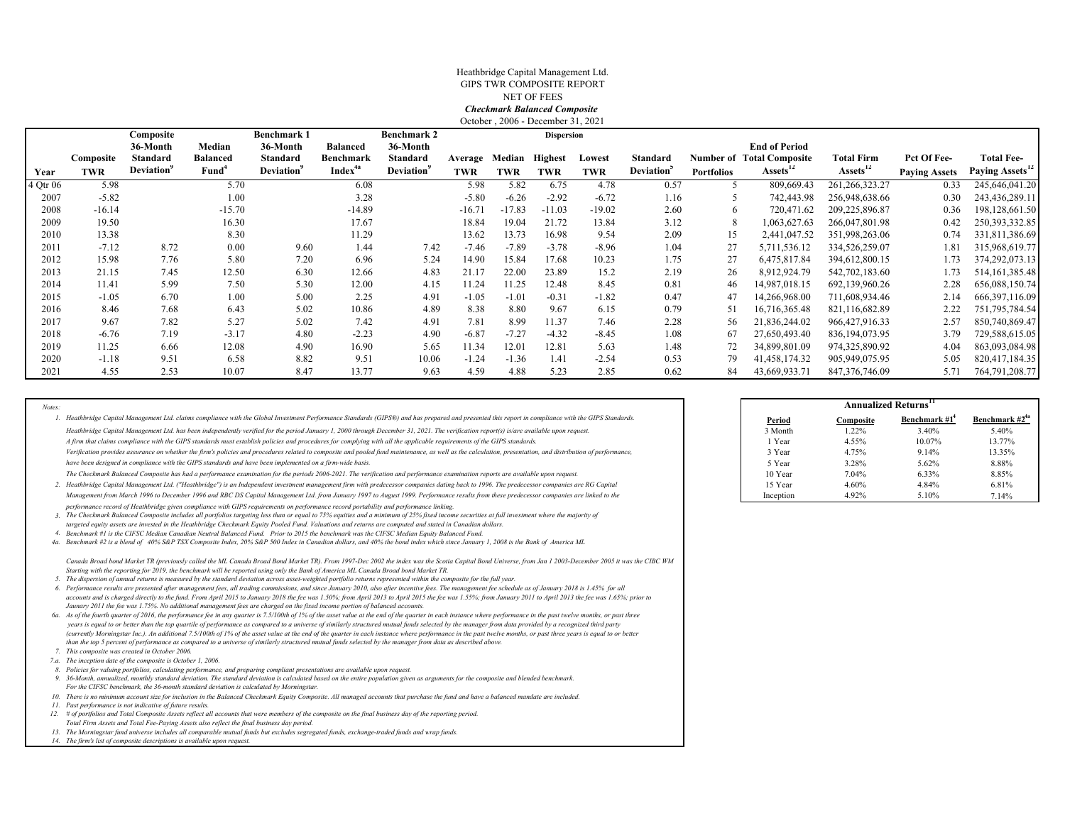Heathbridge Capital Management Ltd.
GIPS TWR COMPOSITE REPORT
NET OF FEES
***Checkmark Balanced Composite***
October , 2006 - December 31, 2021

| Year | Composite TWR | Composite 36-Month Standard Deviation[9] | Median Balanced Fund[4] | Benchmark 1 36-Month Standard Deviation[9] | Balanced Benchmark Index[4a] | Benchmark 2 36-Month Standard Deviation[9] | Dispersion Average TWR | Dispersion Median TWR | Dispersion Highest TWR | Dispersion Lowest TWR | Standard Deviation[5] | Number of Portfolios | End of Period Total Composite Assets[12] | Total Firm Assets[12] | Pct Of Fee-Paying Assets | Total Fee-Paying Assets[12] |
|---|---|---|---|---|---|---|---|---|---|---|---|---|---|---|---|---|
| 4 Qtr 06 | 5.98 | | 5.70 | | 6.08 | | 5.98 | 5.82 | 6.75 | 4.78 | 0.57 | 5 | 809,669.43 | 261,266,323.27 | 0.33 | 245,646,041.20 |
| 2007 | -5.82 | | 1.00 | | 3.28 | | -5.80 | -6.26 | -2.92 | -6.72 | 1.16 | 5 | 742,443.98 | 256,948,638.66 | 0.30 | 243,436,289.11 |
| 2008 | -16.14 | | -15.70 | | -14.89 | | -16.71 | -17.83 | -11.03 | -19.02 | 2.60 | 6 | 720,471.62 | 209,225,896.87 | 0.36 | 198,128,661.50 |
| 2009 | 19.50 | | 16.30 | | 17.67 | | 18.84 | 19.04 | 21.72 | 13.84 | 3.12 | 8 | 1,063,627.63 | 266,047,801.98 | 0.42 | 250,393,332.85 |
| 2010 | 13.38 | | 8.30 | | 11.29 | | 13.62 | 13.73 | 16.98 | 9.54 | 2.09 | 15 | 2,441,047.52 | 351,998,263.06 | 0.74 | 331,811,386.69 |
| 2011 | -7.12 | 8.72 | 0.00 | 9.60 | 1.44 | 7.42 | -7.46 | -7.89 | -3.78 | -8.96 | 1.04 | 27 | 5,711,536.12 | 334,526,259.07 | 1.81 | 315,968,619.77 |
| 2012 | 15.98 | 7.76 | 5.80 | 7.20 | 6.96 | 5.24 | 14.90 | 15.84 | 17.68 | 10.23 | 1.75 | 27 | 6,475,817.84 | 394,612,800.15 | 1.73 | 374,292,073.13 |
| 2013 | 21.15 | 7.45 | 12.50 | 6.30 | 12.66 | 4.83 | 21.17 | 22.00 | 23.89 | 15.2 | 2.19 | 26 | 8,912,924.79 | 542,702,183.60 | 1.73 | 514,161,385.48 |
| 2014 | 11.41 | 5.99 | 7.50 | 5.30 | 12.00 | 4.15 | 11.24 | 11.25 | 12.48 | 8.45 | 0.81 | 46 | 14,987,018.15 | 692,139,960.26 | 2.28 | 656,088,150.74 |
| 2015 | -1.05 | 6.70 | 1.00 | 5.00 | 2.25 | 4.91 | -1.05 | -1.01 | -0.31 | -1.82 | 0.47 | 47 | 14,266,968.00 | 711,608,934.46 | 2.14 | 666,397,116.09 |
| 2016 | 8.46 | 7.68 | 6.43 | 5.02 | 10.86 | 4.89 | 8.38 | 8.80 | 9.67 | 6.15 | 0.79 | 51 | 16,716,365.48 | 821,116,682.89 | 2.22 | 751,795,784.54 |
| 2017 | 9.67 | 7.82 | 5.27 | 5.02 | 7.42 | 4.91 | 7.81 | 8.99 | 11.37 | 7.46 | 2.28 | 56 | 21,836,244.02 | 966,427,916.33 | 2.57 | 850,740,869.47 |
| 2018 | -6.76 | 7.19 | -3.17 | 4.80 | -2.23 | 4.90 | -6.87 | -7.27 | -4.32 | -8.45 | 1.08 | 67 | 27,650,493.40 | 836,194,073.95 | 3.79 | 729,588,615.05 |
| 2019 | 11.25 | 6.66 | 12.08 | 4.90 | 16.90 | 5.65 | 11.34 | 12.01 | 12.81 | 5.63 | 1.48 | 72 | 34,899,801.09 | 974,325,890.92 | 4.04 | 863,093,084.98 |
| 2020 | -1.18 | 9.51 | 6.58 | 8.82 | 9.51 | 10.06 | -1.24 | -1.36 | 1.41 | -2.54 | 0.53 | 79 | 41,458,174.32 | 905,949,075.95 | 5.05 | 820,417,184.35 |
| 2021 | 4.55 | 2.53 | 10.07 | 8.47 | 13.77 | 9.63 | 4.59 | 4.88 | 5.23 | 2.85 | 0.62 | 84 | 43,669,933.71 | 847,376,746.09 | 5.71 | 764,791,208.77 |

*Notes:*

*1. Heathbridge Capital Management Ltd. claims compliance with the Global Investment Performance Standards (GIPS®) and has prepared and presented this report in compliance with the GIPS Standards.*
*Heathbridge Capital Management Ltd. has been independently verified for the period January 1, 2000 through December 31, 2021. The verification report(s) is/are available upon request.*
*A firm that claims compliance with the GIPS standards must establish policies and procedures for complying with all the applicable requirements of the GIPS standards.*
*Verification provides assurance on whether the firm's policies and procedures related to composite and pooled fund maintenance, as well as the calculation, presentation, and distribution of performance, have been designed in compliance with the GIPS standards and have been implemented on a firm-wide basis.*
*The Checkmark Balanced Composite has had a performance examination for the periods 2006-2021. The verification and performance examination reports are available upon request.*

*2. Heathbridge Capital Management Ltd. ("Heathbridge") is an Independent investment management firm with predecessor companies dating back to 1996. The predecessor companies are RG Capital Management from March 1996 to December 1996 and RBC DS Capital Management Ltd. from January 1997 to August 1999. Performance results from these predecessor companies are linked to the performance record of Heathbridge given compliance with GIPS requirements on performance record portability and performance linking.*

*3. The Checkmark Balanced Composite includes all portfolios targeting less than or equal to 75% equities and a minimum of 25% fixed income securities at full investment where the majority of targeted equity assets are invested in the Heathbridge Checkmark Equity Pooled Fund. Valuations and returns are computed and stated in Canadian dollars.*

*4. Benchmark #1 is the CIFSC Median Canadian Neutral Balanced Fund. Prior to 2015 the benchmark was the CIFSC Median Equity Balanced Fund.*

*4a. Benchmark #2 is a blend of 40% S&P TSX Composite Index, 20% S&P 500 Index in Canadian dollars, and 40% the bond index which since January 1, 2008 is the Bank of America ML*
*Canada Broad bond Market TR (previously called the ML Canada Broad Bond Market TR). From 1997-Dec 2002 the index was the Scotia Capital Bond Universe, from Jan 1 2003-December 2005 it was the CIBC WM Starting with the reporting for 2019, the benchmark will be reported using only the Bank of America ML Canada Broad bond Market TR.*

*5. The dispersion of annual returns is measured by the standard deviation across asset-weighted portfolio returns represented within the composite for the full year.*

*6. Performance results are presented after management fees, all trading commissions, and since January 2010, also after incentive fees. The management fee schedule as of January 2018 is 1.45% for all accounts and is charged directly to the fund. From April 2015 to January 2018 the fee was 1.50%; from April 2013 to April 2015 the fee was 1.55%; from January 2011 to April 2013 the fee was 1.65%; prior to Jaunary 2011 the fee was 1.75%. No additional management fees are charged on the fixed income portion of balanced accounts.*

*6a. As of the fourth quarter of 2016, the performance fee in any quarter is 7.5/100th of 1% of the asset value at the end of the quarter in each instance where performance in the past twelve months, or past three years is equal to or better than the top quartile of performance as compared to a universe of similarly structured mutual funds selected by the manager from data provided by a recognized third party (currently Morningstar Inc.). An additional 7.5/100th of 1% of the asset value at the end of the quarter in each instance where performance in the past twelve months, or past three years is equal to or better than the top 5 percent of performance as compared to a universe of similarly structured mutual funds selected by the manager from data as described above.*

*7. This composite was created in October 2006.*

*7.a. The inception date of the composite is October 1, 2006.*

*8. Policies for valuing portfolios, calculating performance, and preparing compliant presentations are available upon request.*

*9. 36-Month, annualized, monthly standard deviation. The standard deviation is calculated based on the entire population given as arguments for the composite and blended benchmark. For the CIFSC benchmark, the 36-month standard deviation is calculated by Morningstar.*

*10. There is no minimum account size for inclusion in the Balanced Checkmark Equity Composite. All managed accounts that purchase the fund and have a balanced mandate are included.*

*11. Past performance is not indicative of future results.*

*12. # of portfolios and Total Composite Assets reflect all accounts that were members of the composite on the final business day of the reporting period. Total Firm Assets and Total Fee-Paying Assets also reflect the final business day period.*

*13. The Morningstar fund universe includes all comparable mutual funds but excludes segregated funds, exchange-traded funds and wrap funds.*

*14. The firm's list of composite descriptions is available upon request.*

**Annualized Returns[11]**

| Period | Composite | Benchmark #1[4] | Benchmark #2[4a] |
|---|---|---|---|
| 3 Month | 1.22% | 3.40% | 5.40% |
| 1 Year | 4.55% | 10.07% | 13.77% |
| 3 Year | 4.75% | 9.14% | 13.35% |
| 5 Year | 3.28% | 5.62% | 8.88% |
| 10 Year | 7.04% | 6.33% | 8.85% |
| 15 Year | 4.60% | 4.84% | 6.81% |
| Inception | 4.92% | 5.10% | 7.14% |